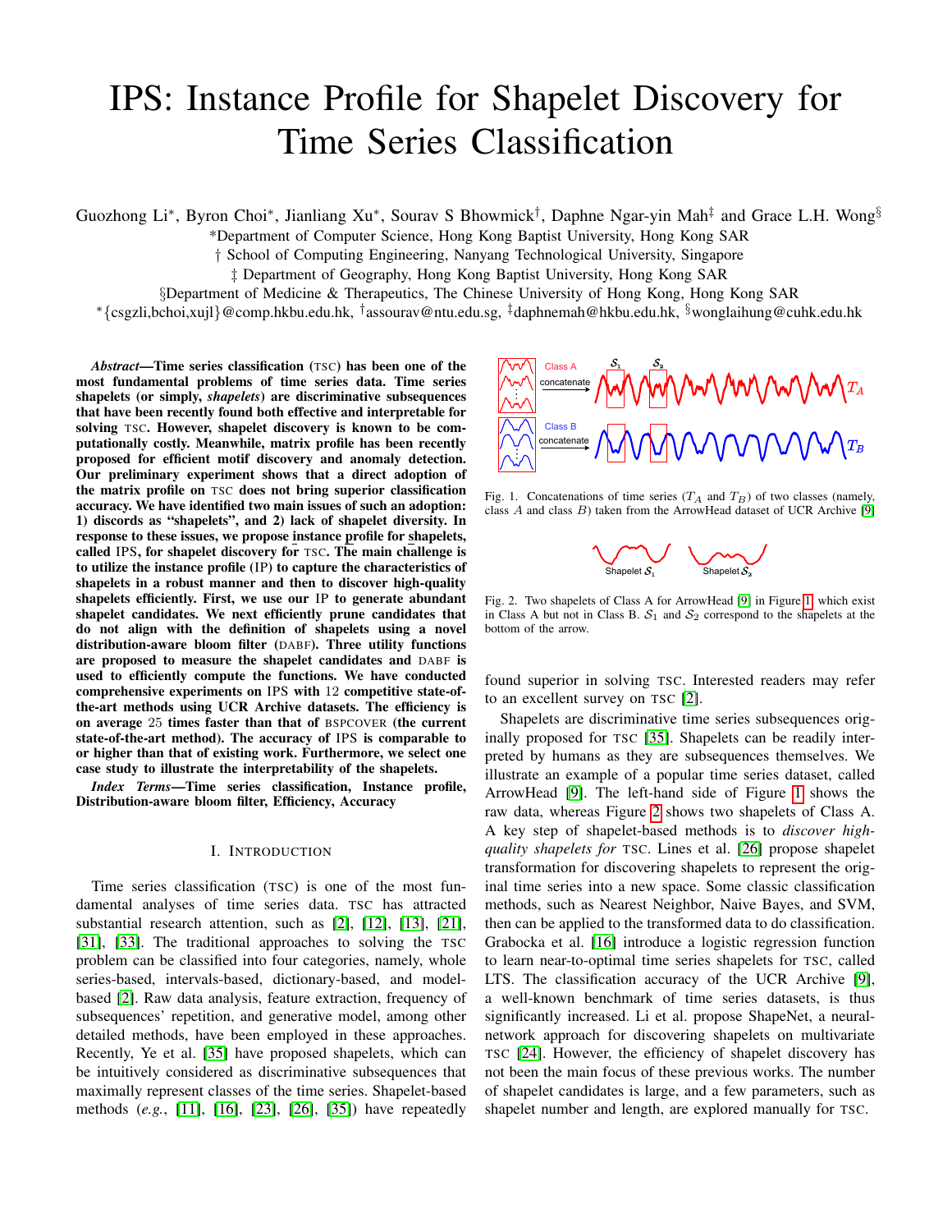# IPS: Instance Profile for Shapelet Discovery for Time Series Classification

Guozhong Li*, Byron Choi*, Jianliang Xu*, Sourav S Bhowmick†, Daphne Ngar-yin Mah‡ and Grace L.H. Wong§

*Department of Computer Science, Hong Kong Baptist University, Hong Kong SAR

† School of Computing Engineering, Nanyang Technological University, Singapore

‡ Department of Geography, Hong Kong Baptist University, Hong Kong SAR

§Department of Medicine & Therapeutics, The Chinese University of Hong Kong, Hong Kong SAR

*{csgzli,bchoi,xujl}@comp.hkbu.edu.hk, †assourav@ntu.edu.sg, ‡daphnemah@hkbu.edu.hk, §wonglaihung@cuhk.edu.hk

***Abstract*—Time series classification (TSC) has been one of the most fundamental problems of time series data. Time series shapelets (or simply, *shapelets*) are discriminative subsequences that have been recently found both effective and interpretable for solving TSC. However, shapelet discovery is known to be computationally costly. Meanwhile, matrix profile has been recently proposed for efficient motif discovery and anomaly detection. Our preliminary experiment shows that a direct adoption of the matrix profile on TSC does not bring superior classification accuracy. We have identified two main issues of such an adoption: 1) discords as "shapelets", and 2) lack of shapelet diversity. In response to these issues, we propose instance profile for shapelets, called IPS, for shapelet discovery for TSC. The main challenge is to utilize the instance profile (IP) to capture the characteristics of shapelets in a robust manner and then to discover high-quality shapelets efficiently. First, we use our IP to generate abundant shapelet candidates. We next efficiently prune candidates that do not align with the definition of shapelets using a novel distribution-aware bloom filter (DABF). Three utility functions are proposed to measure the shapelet candidates and DABF is used to efficiently compute the functions. We have conducted comprehensive experiments on IPS with 12 competitive state-of-the-art methods using UCR Archive datasets. The efficiency is on average 25 times faster than that of BSPCOVER (the current state-of-the-art method). The accuracy of IPS is comparable to or higher than that of existing work. Furthermore, we select one case study to illustrate the interpretability of the shapelets.***

***Index Terms*—Time series classification, Instance profile, Distribution-aware bloom filter, Efficiency, Accuracy**

## I. Introduction

Time series classification (TSC) is one of the most fundamental analyses of time series data. TSC has attracted substantial research attention, such as [2], [12], [13], [21], [31], [33]. The traditional approaches to solving the TSC problem can be classified into four categories, namely, whole series-based, intervals-based, dictionary-based, and model-based [2]. Raw data analysis, feature extraction, frequency of subsequences' repetition, and generative model, among other detailed methods, have been employed in these approaches. Recently, Ye et al. [35] have proposed shapelets, which can be intuitively considered as discriminative subsequences that maximally represent classes of the time series. Shapelet-based methods (*e.g.*, [11], [16], [23], [26], [35]) have repeatedly found superior in solving TSC. Interested readers may refer to an excellent survey on TSC [2].

Fig. 1. Concatenations of time series ($T_A$ and $T_B$) of two classes (namely, class $A$ and class $B$) taken from the ArrowHead dataset of UCR Archive [9]

Fig. 2. Two shapelets of Class A for ArrowHead [9] in Figure 1 which exist in Class A but not in Class B. $\mathcal{S}_1$ and $\mathcal{S}_2$ correspond to the shapelets at the bottom of the arrow.

Shapelets are discriminative time series subsequences originally proposed for TSC [35]. Shapelets can be readily interpreted by humans as they are subsequences themselves. We illustrate an example of a popular time series dataset, called ArrowHead [9]. The left-hand side of Figure 1 shows the raw data, whereas Figure 2 shows two shapelets of Class A. A key step of shapelet-based methods is to *discover high-quality shapelets for* TSC. Lines et al. [26] propose shapelet transformation for discovering shapelets to represent the original time series into a new space. Some classic classification methods, such as Nearest Neighbor, Naive Bayes, and SVM, then can be applied to the transformed data to do classification. Grabocka et al. [16] introduce a logistic regression function to learn near-to-optimal time series shapelets for TSC, called LTS. The classification accuracy of the UCR Archive [9], a well-known benchmark of time series datasets, is thus significantly increased. Li et al. propose ShapeNet, a neural-network approach for discovering shapelets on multivariate TSC [24]. However, the efficiency of shapelet discovery has not been the main focus of these previous works. The number of shapelet candidates is large, and a few parameters, such as shapelet number and length, are explored manually for TSC.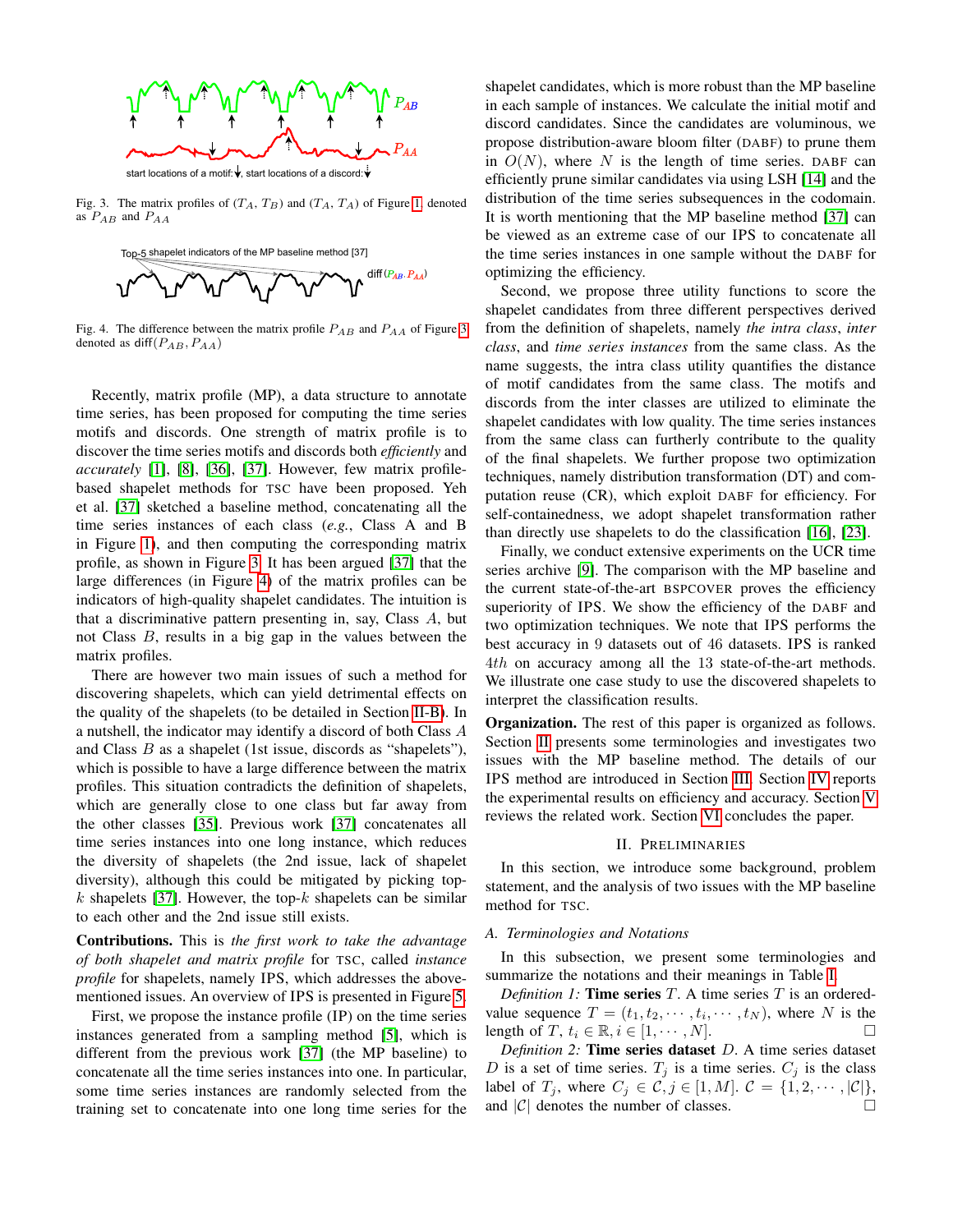start locations of a motif: , start locations of a discord:

Fig. 3. The matrix profiles of ($T_A$, $T_B$) and ($T_A$, $T_A$) of Figure 1, denoted as $P_{AB}$ and $P_{AA}$

Fig. 4. The difference between the matrix profile $P_{AB}$ and $P_{AA}$ of Figure 3 denoted as diff($P_{AB}$, $P_{AA}$)

Recently, matrix profile (MP), a data structure to annotate time series, has been proposed for computing the time series motifs and discords. One strength of matrix profile is to discover the time series motifs and discords both *efficiently* and *accurately* [1], [8], [36], [37]. However, few matrix profile-based shapelet methods for TSC have been proposed. Yeh et al. [37] sketched a baseline method, concatenating all the time series instances of each class (*e.g.*, Class A and B in Figure 1), and then computing the corresponding matrix profile, as shown in Figure 3. It has been argued [37] that the large differences (in Figure 4) of the matrix profiles can be indicators of high-quality shapelet candidates. The intuition is that a discriminative pattern presenting in, say, Class $A$, but not Class $B$, results in a big gap in the values between the matrix profiles.

There are however two main issues of such a method for discovering shapelets, which can yield detrimental effects on the quality of the shapelets (to be detailed in Section II-B). In a nutshell, the indicator may identify a discord of both Class $A$ and Class $B$ as a shapelet (1st issue, discords as "shapelets"), which is possible to have a large difference between the matrix profiles. This situation contradicts the definition of shapelets, which are generally close to one class but far away from the other classes [35]. Previous work [37] concatenates all time series instances into one long instance, which reduces the diversity of shapelets (the 2nd issue, lack of shapelet diversity), although this could be mitigated by picking top-$k$ shapelets [37]. However, the top-$k$ shapelets can be similar to each other and the 2nd issue still exists.

**Contributions.** This is *the first work to take the advantage of both shapelet and matrix profile* for TSC, called *instance profile* for shapelets, namely IPS, which addresses the above-mentioned issues. An overview of IPS is presented in Figure 5.

First, we propose the instance profile (IP) on the time series instances generated from a sampling method [5], which is different from the previous work [37] (the MP baseline) to concatenate all the time series instances into one. In particular, some time series instances are randomly selected from the training set to concatenate into one long time series for the shapelet candidates, which is more robust than the MP baseline in each sample of instances. We calculate the initial motif and discord candidates. Since the candidates are voluminous, we propose distribution-aware bloom filter (DABF) to prune them in $O(N)$, where $N$ is the length of time series. DABF can efficiently prune similar candidates via using LSH [14] and the distribution of the time series subsequences in the codomain. It is worth mentioning that the MP baseline method [37] can be viewed as an extreme case of our IPS to concatenate all the time series instances in one sample without the DABF for optimizing the efficiency.

Second, we propose three utility functions to score the shapelet candidates from three different perspectives derived from the definition of shapelets, namely *the intra class*, *inter class*, and *time series instances* from the same class. As the name suggests, the intra class utility quantifies the distance of motif candidates from the same class. The motifs and discords from the inter classes are utilized to eliminate the shapelet candidates with low quality. The time series instances from the same class can furtherly contribute to the quality of the final shapelets. We further propose two optimization techniques, namely distribution transformation (DT) and computation reuse (CR), which exploit DABF for efficiency. For self-containedness, we adopt shapelet transformation rather than directly use shapelets to do the classification [16], [23].

Finally, we conduct extensive experiments on the UCR time series archive [9]. The comparison with the MP baseline and the current state-of-the-art BSPCOVER proves the efficiency superiority of IPS. We show the efficiency of the DABF and two optimization techniques. We note that IPS performs the best accuracy in 9 datasets out of 46 datasets. IPS is ranked $4th$ on accuracy among all the 13 state-of-the-art methods. We illustrate one case study to use the discovered shapelets to interpret the classification results.

**Organization.** The rest of this paper is organized as follows. Section II presents some terminologies and investigates two issues with the MP baseline method. The details of our IPS method are introduced in Section III. Section IV reports the experimental results on efficiency and accuracy. Section V reviews the related work. Section VI concludes the paper.

## II. Preliminaries

In this section, we introduce some background, problem statement, and the analysis of two issues with the MP baseline method for TSC.

### A. Terminologies and Notations

In this subsection, we present some terminologies and summarize the notations and their meanings in Table I.

*Definition 1:* **Time series** $T$. A time series $T$ is an ordered-value sequence $T = (t_1, t_2, \cdots, t_i, \cdots, t_N)$, where $N$ is the length of $T$, $t_i \in \mathbb{R}, i \in [1, \cdots, N]$. □

*Definition 2:* **Time series dataset** $D$. A time series dataset $D$ is a set of time series. $T_j$ is a time series. $C_j$ is the class label of $T_j$, where $C_j \in \mathcal{C}, j \in [1, M]$. $\mathcal{C} = \{1, 2, \cdots, |\mathcal{C}|\}$, and $|\mathcal{C}|$ denotes the number of classes. □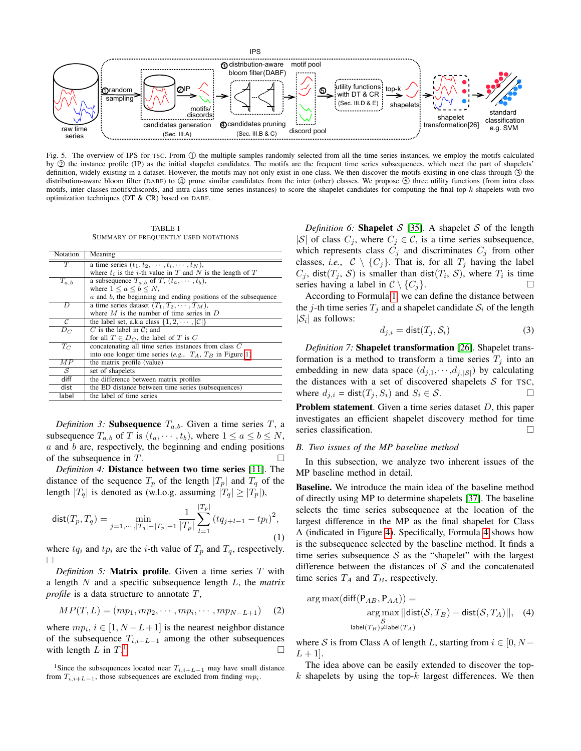Fig. 5. The overview of IPS for TSC. From ① the multiple samples randomly selected from all the time series instances, we employ the motifs calculated by ② the instance profile (IP) as the initial shapelet candidates. The motifs are the frequent time series subsequences, which meet the part of shapelets' definition, widely existing in a dataset. However, the motifs may not only exist in one class. We then discover the motifs existing in one class through ③ the distribution-aware bloom filter (DABF) to ④ prune similar candidates from the inter (other) classes. We propose ⑤ three utility functions (from intra class motifs, inter classes motifs/discords, and intra class time series instances) to score the shapelet candidates for computing the final top-$k$ shapelets with two optimization techniques (DT & CR) based on DABF.

TABLE I
SUMMARY OF FREQUENTLY USED NOTATIONS

| Notation | Meaning |
|---|---|
| $T$ | a time series $(t_1, t_2, \cdots, t_i, \cdots, t_N)$, where $t_i$ is the $i$-th value in $T$ and $N$ is the length of $T$ |
| $T_{a,b}$ | a subsequence $T_{a,b}$ of $T$, $(t_a, \cdots, t_b)$, where $1 \leq a \leq b \leq N$, $a$ and $b$, the beginning and ending positions of the subsequence |
| $D$ | a time series dataset $(T_1, T_2, \cdots, T_M)$, where $M$ is the number of time series in $D$ |
| $\mathcal{C}$ | the label set, a.k.a class $\{1, 2, \cdots, \lvert\mathcal{C}\rvert\}$ |
| $D_C$ | $C$ is the label in $\mathcal{C}$; and for all $T \in D_C$, the label of $T$ is $C$ |
| $T_C$ | concatenating all time series instances from class $C$ into one longer time series (*e.g.*, $T_A$, $T_B$ in Figure 1) |
| $MP$ | the matrix profile (value) |
| $\mathcal{S}$ | set of shapelets |
| diff | the difference between matrix profiles |
| dist | the ED distance between time series (subsequences) |
| label | the label of time series |

*Definition 3:* **Subsequence** $T_{a,b}$. Given a time series $T$, a subsequence $T_{a,b}$ of $T$ is $(t_a, \cdots, t_b)$, where $1 \leq a \leq b \leq N$, $a$ and $b$ are, respectively, the beginning and ending positions of the subsequence in $T$. □

*Definition 4:* **Distance between two time series** [11]. The distance of the sequence $T_p$ of the length $|T_p|$ and $T_q$ of the length $|T_q|$ is denoted as (w.l.o.g. assuming $|T_q| \geq |T_p|$),

$$\mathsf{dist}(T_p, T_q) = \min_{j=1,\cdots,|T_q|-|T_p|+1} \frac{1}{|T_p|} \sum_{l=1}^{|T_p|} (tq_{j+l-1} - tp_l)^2, \tag{1}$$

where $tq_i$ and $tp_i$ are the $i$-th value of $T_p$ and $T_q$, respectively. □

*Definition 5:* **Matrix profile**. Given a time series $T$ with a length $N$ and a specific subsequence length $L$, the *matrix profile* is a data structure to annotate $T$,

$$MP(T, L) = (mp_1, mp_2, \cdots, mp_i, \cdots, mp_{N-L+1}) \tag{2}$$

where $mp_i$, $i \in [1, N-L+1]$ is the nearest neighbor distance of the subsequence $T_{i,i+L-1}$ among the other subsequences with length $L$ in $T$.[1] □

[1]Since the subsequences located near $T_{i,i+L-1}$ may have small distance from $T_{i,i+L-1}$, those subsequences are excluded from finding $mp_i$.

*Definition 6:* **Shapelet** $\mathcal{S}$ [35]. A shapelet $\mathcal{S}$ of the length $|\mathcal{S}|$ of class $C_j$, where $C_j \in \mathcal{C}$, is a time series subsequence, which represents class $C_j$ and discriminates $C_j$ from other classes, *i.e.*, $\mathcal{C} \setminus \{C_j\}$. That is, for all $T_j$ having the label $C_j$, $\mathsf{dist}(T_j, \mathcal{S})$ is smaller than $\mathsf{dist}(T_i, \mathcal{S})$, where $T_i$ is time series having a label in $\mathcal{C} \setminus \{C_j\}$. □

According to Formula 1, we can define the distance between the $j$-th time series $T_j$ and a shapelet candidate $\mathcal{S}_i$ of the length $|\mathcal{S}_i|$ as follows:

$$d_{j,i} = \mathsf{dist}(T_j, \mathcal{S}_i) \tag{3}$$

*Definition 7:* **Shapelet transformation** [26]. Shapelet transformation is a method to transform a time series $T_j$ into an embedding in new data space $(d_{j,1},\cdots,d_{j,|\mathcal{S}|})$ by calculating the distances with a set of discovered shapelets $\mathcal{S}$ for TSC, where $d_{j,i} = \mathsf{dist}(T_j, S_i)$ and $S_i \in \mathcal{S}$. □

**Problem statement**. Given a time series dataset $D$, this paper investigates an efficient shapelet discovery method for time series classification. □

### *B. Two issues of the MP baseline method*

In this subsection, we analyze two inherent issues of the MP baseline method in detail.

**Baseline.** We introduce the main idea of the baseline method of directly using MP to determine shapelets [37]. The baseline selects the time series subsequence at the location of the largest difference in the MP as the final shapelet for Class A (indicated in Figure 4). Specifically, Formula 4 shows how is the subsequence selected by the baseline method. It finds a time series subsequence $\mathcal{S}$ as the "shapelet" with the largest difference between the distances of $\mathcal{S}$ and the concatenated time series $T_A$ and $T_B$, respectively.

$$\arg\max(\mathsf{diff}(\mathrm{P}_{AB}, \mathrm{P}_{AA})) = \underset{\mathsf{label}(T_B) \neq \mathsf{label}(T_A)}{\arg\max_{\mathcal{S}}} ||\mathsf{dist}(\mathcal{S}, T_B) - \mathsf{dist}(\mathcal{S}, T_A)||, \tag{4}$$

where $\mathcal{S}$ is from Class A of length $L$, starting from $i \in [0, N - L + 1]$.

The idea above can be easily extended to discover the top-$k$ shapelets by using the top-$k$ largest differences. We then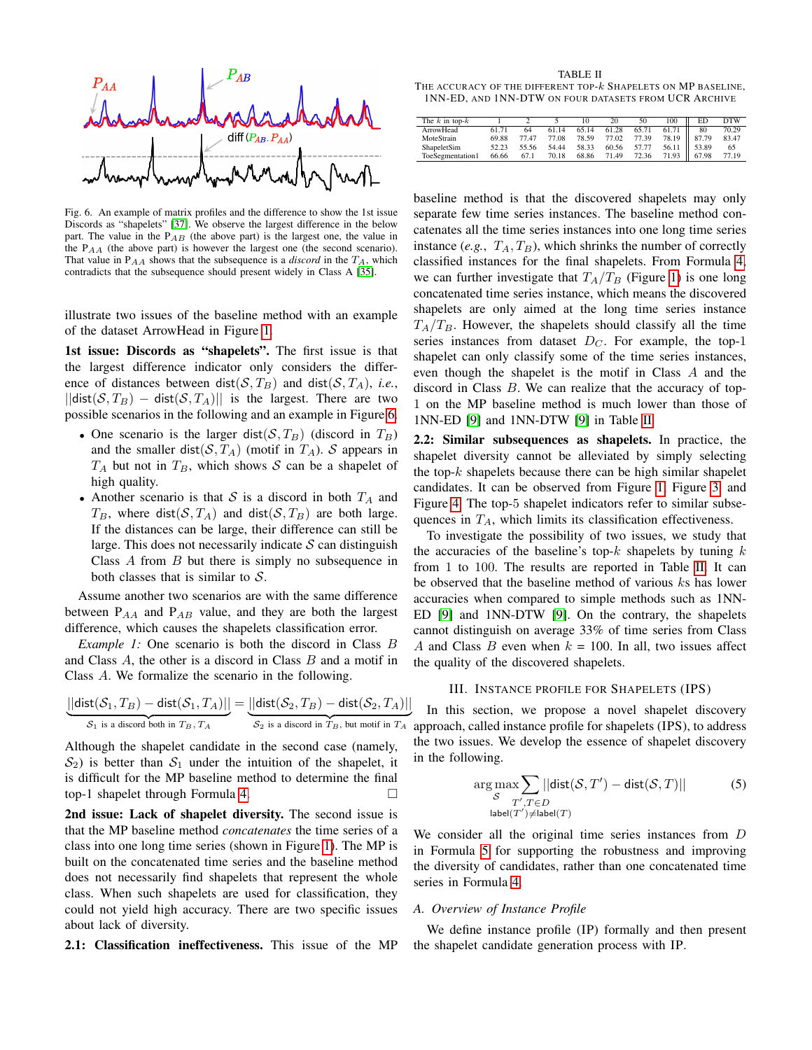Fig. 6. An example of matrix profiles and the difference to show the 1st issue Discords as "shapelets" [37]. We observe the largest difference in the below part. The value in the $P_{AB}$ (the above part) is the largest one, the value in the $P_{AA}$ (the above part) is however the largest one (the second scenario). That value in $P_{AA}$ shows that the subsequence is a *discord* in the $T_A$, which contradicts that the subsequence should present widely in Class A [35].

illustrate two issues of the baseline method with an example of the dataset ArrowHead in Figure 1.

**1st issue: Discords as "shapelets".** The first issue is that the largest difference indicator only considers the difference of distances between $\text{dist}(\mathcal{S}, T_B)$ and $\text{dist}(\mathcal{S}, T_A)$, *i.e.*, $||\text{dist}(\mathcal{S}, T_B) - \text{dist}(\mathcal{S}, T_A)||$ is the largest. There are two possible scenarios in the following and an example in Figure 6.

- One scenario is the larger $\text{dist}(\mathcal{S}, T_B)$ (discord in $T_B$) and the smaller $\text{dist}(\mathcal{S}, T_A)$ (motif in $T_A$). $\mathcal{S}$ appears in $T_A$ but not in $T_B$, which shows $\mathcal{S}$ can be a shapelet of high quality.
- Another scenario is that $\mathcal{S}$ is a discord in both $T_A$ and $T_B$, where $\text{dist}(\mathcal{S}, T_A)$ and $\text{dist}(\mathcal{S}, T_B)$ are both large. If the distances can be large, their difference can still be large. This does not necessarily indicate $\mathcal{S}$ can distinguish Class $A$ from $B$ but there is simply no subsequence in both classes that is similar to $\mathcal{S}$.

Assume another two scenarios are with the same difference between $P_{AA}$ and $P_{AB}$ value, and they are both the largest difference, which causes the shapelets classification error.

*Example 1:* One scenario is both the discord in Class $B$ and Class $A$, the other is a discord in Class $B$ and a motif in Class $A$. We formalize the scenario in the following.

$$\underbrace{||\text{dist}(\mathcal{S}_1, T_B) - \text{dist}(\mathcal{S}_1, T_A)||}_{\mathcal{S}_1 \text{ is a discord both in } T_B, T_A} = \underbrace{||\text{dist}(\mathcal{S}_2, T_B) - \text{dist}(\mathcal{S}_2, T_A)||}_{\mathcal{S}_2 \text{ is a discord in } T_B, \text{ but motif in } T_A}$$

Although the shapelet candidate in the second case (namely, $\mathcal{S}_2$) is better than $\mathcal{S}_1$ under the intuition of the shapelet, it is difficult for the MP baseline method to determine the final top-1 shapelet through Formula 4. □

**2nd issue: Lack of shapelet diversity.** The second issue is that the MP baseline method *concatenates* the time series of a class into one long time series (shown in Figure 1). The MP is built on the concatenated time series and the baseline method does not necessarily find shapelets that represent the whole class. When such shapelets are used for classification, they could not yield high accuracy. There are two specific issues about lack of diversity.

**2.1: Classification ineffectiveness.** This issue of the MP baseline method is that the discovered shapelets may only separate few time series instances. The baseline method concatenates all the time series instances into one long time series instance (*e.g.*, $T_A, T_B$), which shrinks the number of correctly classified instances for the final shapelets. From Formula 4, we can further investigate that $T_A/T_B$ (Figure 1) is one long concatenated time series instance, which means the discovered shapelets are only aimed at the long time series instance $T_A/T_B$. However, the shapelets should classify all the time series instances from dataset $D_C$. For example, the top-1 shapelet can only classify some of the time series instances, even though the shapelet is the motif in Class $A$ and the discord in Class $B$. We can realize that the accuracy of top-1 on the MP baseline method is much lower than those of 1NN-ED [9] and 1NN-DTW [9] in Table II.

TABLE II
THE ACCURACY OF THE DIFFERENT TOP-$k$ SHAPELETS ON MP BASELINE, 1NN-ED, AND 1NN-DTW ON FOUR DATASETS FROM UCR ARCHIVE

| The $k$ in top-$k$ | 1 | 2 | 5 | 10 | 20 | 50 | 100 | ED | DTW |
|---|---|---|---|---|---|---|---|---|---|
| ArrowHead | 61.71 | 64 | 61.14 | 65.14 | 61.28 | 65.71 | 61.71 | 80 | 70.29 |
| MoteStrain | 69.88 | 77.47 | 77.08 | 78.59 | 77.02 | 77.39 | 78.19 | 87.79 | 83.47 |
| ShapeletSim | 52.23 | 55.56 | 54.44 | 58.33 | 60.56 | 57.77 | 56.11 | 53.89 | 65 |
| ToeSegmentation1 | 66.66 | 67.1 | 70.18 | 68.86 | 71.49 | 72.36 | 71.93 | 67.98 | 77.19 |

**2.2: Similar subsequences as shapelets.** In practice, the shapelet diversity cannot be alleviated by simply selecting the top-$k$ shapelets because there can be high similar shapelet candidates. It can be observed from Figure 1, Figure 3 and Figure 4. The top-5 shapelet indicators refer to similar subsequences in $T_A$, which limits its classification effectiveness.

To investigate the possibility of two issues, we study that the accuracies of the baseline's top-$k$ shapelets by tuning $k$ from 1 to 100. The results are reported in Table II. It can be observed that the baseline method of various $k$s has lower accuracies when compared to simple methods such as 1NN-ED [9] and 1NN-DTW [9]. On the contrary, the shapelets cannot distinguish on average 33% of time series from Class $A$ and Class $B$ even when $k$ = 100. In all, two issues affect the quality of the discovered shapelets.

## III. INSTANCE PROFILE FOR SHAPELETS (IPS)

In this section, we propose a novel shapelet discovery approach, called instance profile for shapelets (IPS), to address the two issues. We develop the essence of shapelet discovery in the following.

$$\arg\max_{\mathcal{S}} \sum_{\substack{T', T \in D \\ \text{label}(T') \neq \text{label}(T)}} ||\text{dist}(\mathcal{S}, T') - \text{dist}(\mathcal{S}, T)|| \tag{5}$$

We consider all the original time series instances from $D$ in Formula 5 for supporting the robustness and improving the diversity of candidates, rather than one concatenated time series in Formula 4.

### A. Overview of Instance Profile

We define instance profile (IP) formally and then present the shapelet candidate generation process with IP.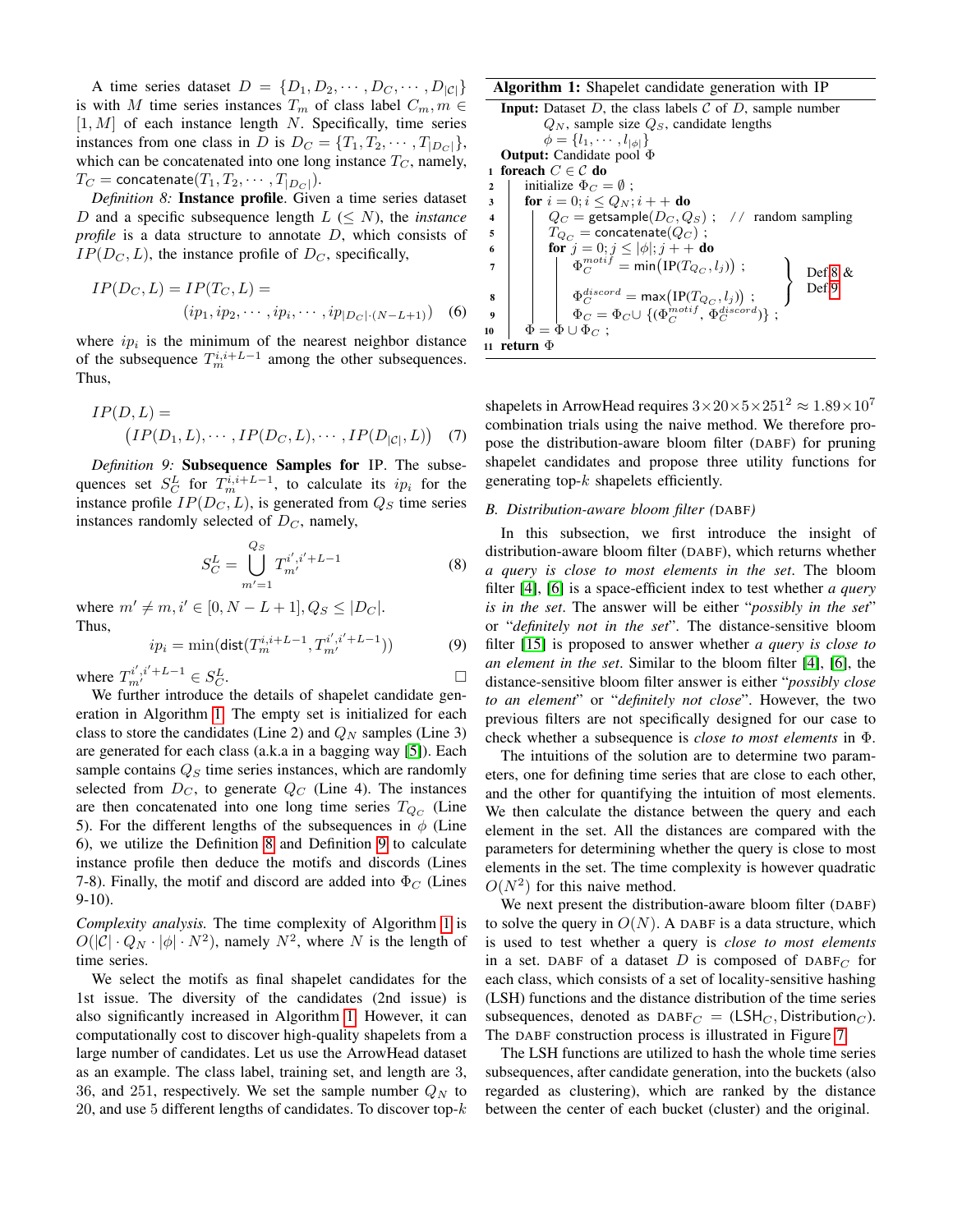A time series dataset $D = \{D_1, D_2, \cdots, D_C, \cdots, D_{|\mathcal{C}|}\}$ is with $M$ time series instances $T_m$ of class label $C_m, m \in [1, M]$ of each instance length $N$. Specifically, time series instances from one class in $D$ is $D_C = \{T_1, T_2, \cdots, T_{|D_C|}\}$, which can be concatenated into one long instance $T_C$, namely, $T_C = \mathsf{concatenate}(T_1, T_2, \cdots, T_{|D_C|})$.

*Definition 8:* **Instance profile**. Given a time series dataset $D$ and a specific subsequence length $L$ ($\leq N$), the *instance profile* is a data structure to annotate $D$, which consists of $IP(D_C, L)$, the instance profile of $D_C$, specifically,

$$IP(D_C, L) = IP(T_C, L) = (ip_1, ip_2, \cdots, ip_i, \cdots, ip_{|D_C|\cdot(N-L+1)}) \quad (6)$$

where $ip_i$ is the minimum of the nearest neighbor distance of the subsequence $T_m^{i,i+L-1}$ among the other subsequences. Thus,

$$IP(D, L) = \big(IP(D_1, L), \cdots, IP(D_C, L), \cdots, IP(D_{|\mathcal{C}|}, L)\big) \quad (7)$$

*Definition 9:* **Subsequence Samples for** IP. The subsequences set $S_C^L$ for $T_m^{i,i+L-1}$, to calculate its $ip_i$ for the instance profile $IP(D_C, L)$, is generated from $Q_S$ time series instances randomly selected of $D_C$, namely,

$$S_C^L = \bigcup_{m'=1}^{Q_S} T_{m'}^{i',i'+L-1} \quad (8)$$

where $m' \neq m, i' \in [0, N-L+1], Q_S \leq |D_C|$.
Thus,

$$ip_i = \min(\mathsf{dist}(T_m^{i,i+L-1}, T_{m'}^{i',i'+L-1})) \quad (9)$$

where $T_{m'}^{i',i'+L-1} \in S_C^L$. □

We further introduce the details of shapelet candidate generation in Algorithm 1. The empty set is initialized for each class to store the candidates (Line 2) and $Q_N$ samples (Line 3) are generated for each class (a.k.a in a bagging way [5]). Each sample contains $Q_S$ time series instances, which are randomly selected from $D_C$, to generate $Q_C$ (Line 4). The instances are then concatenated into one long time series $T_{Q_C}$ (Line 5). For the different lengths of the subsequences in $\phi$ (Line 6), we utilize the Definition 8 and Definition 9 to calculate instance profile then deduce the motifs and discords (Lines 7-8). Finally, the motif and discord are added into $\Phi_C$ (Lines 9-10).

*Complexity analysis.* The time complexity of Algorithm 1 is $O(|\mathcal{C}| \cdot Q_N \cdot |\phi| \cdot N^2)$, namely $N^2$, where $N$ is the length of time series.

We select the motifs as final shapelet candidates for the 1st issue. The diversity of the candidates (2nd issue) is also significantly increased in Algorithm 1. However, it can computationally cost to discover high-quality shapelets from a large number of candidates. Let us use the ArrowHead dataset as an example. The class label, training set, and length are 3, 36, and 251, respectively. We set the sample number $Q_N$ to 20, and use 5 different lengths of candidates. To discover top-$k$ shapelets in ArrowHead requires $3 \times 20 \times 5 \times 251^2 \approx 1.89 \times 10^7$ combination trials using the naive method. We therefore propose the distribution-aware bloom filter (DABF) for pruning shapelet candidates and propose three utility functions for generating top-$k$ shapelets efficiently.

**Algorithm 1:** Shapelet candidate generation with IP

**Input:** Dataset $D$, the class labels $\mathcal{C}$ of $D$, sample number $Q_N$, sample size $Q_S$, candidate lengths $\phi = \{l_1, \cdots, l_{|\phi|}\}$
**Output:** Candidate pool $\Phi$

```
1  foreach C ∈ 𝒞 do
2      initialize Φ_C = ∅ ;
3      for i = 0; i ≤ Q_N; i++ do
4          Q_C = getsample(D_C, Q_S) ;  // random sampling
5          T_{Q_C} = concatenate(Q_C) ;
6          for j = 0; j ≤ |φ|; j++ do
7              Φ_C^motif = min(IP(T_{Q_C}, l_j)) ;      } Def 8 &
8              Φ_C^discord = max(IP(T_{Q_C}, l_j)) ;    } Def 9
9              Φ_C = Φ_C ∪ {(Φ_C^motif, Φ_C^discord)} ;
10         Φ = Φ ∪ Φ_C ;
11 return Φ
```

### B. Distribution-aware bloom filter (DABF)

In this subsection, we first introduce the insight of distribution-aware bloom filter (DABF), which returns whether *a query is close to most elements in the set*. The bloom filter [4], [6] is a space-efficient index to test whether *a query is in the set*. The answer will be either "*possibly in the set*" or "*definitely not in the set*". The distance-sensitive bloom filter [15] is proposed to answer whether *a query is close to an element in the set*. Similar to the bloom filter [4], [6], the distance-sensitive bloom filter answer is either "*possibly close to an element*" or "*definitely not close*". However, the two previous filters are not specifically designed for our case to check whether a subsequence is *close to most elements* in $\Phi$.

The intuitions of the solution are to determine two parameters, one for defining time series that are close to each other, and the other for quantifying the intuition of most elements. We then calculate the distance between the query and each element in the set. All the distances are compared with the parameters for determining whether the query is close to most elements in the set. The time complexity is however quadratic $O(N^2)$ for this naive method.

We next present the distribution-aware bloom filter (DABF) to solve the query in $O(N)$. A DABF is a data structure, which is used to test whether a query is *close to most elements* in a set. DABF of a dataset $D$ is composed of DABF$_C$ for each class, which consists of a set of locality-sensitive hashing (LSH) functions and the distance distribution of the time series subsequences, denoted as DABF$_C$ = ($\mathsf{LSH}_C$, $\mathsf{Distribution}_C$). The DABF construction process is illustrated in Figure 7.

The LSH functions are utilized to hash the whole time series subsequences, after candidate generation, into the buckets (also regarded as clustering), which are ranked by the distance between the center of each bucket (cluster) and the original.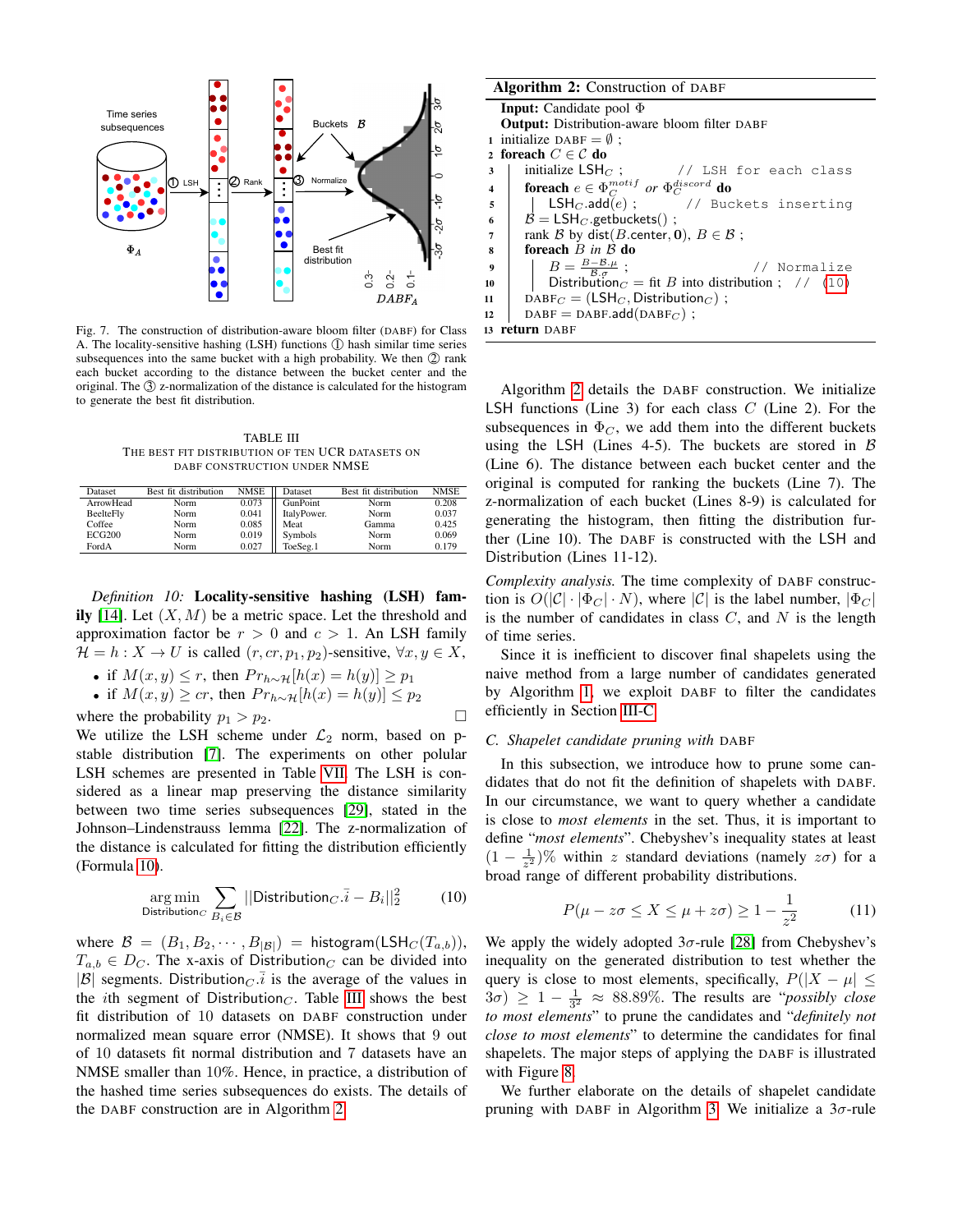Fig. 7. The construction of distribution-aware bloom filter (DABF) for Class A. The locality-sensitive hashing (LSH) functions ① hash similar time series subsequences into the same bucket with a high probability. We then ② rank each bucket according to the distance between the bucket center and the original. The ③ z-normalization of the distance is calculated for the histogram to generate the best fit distribution.

TABLE III
THE BEST FIT DISTRIBUTION OF TEN UCR DATASETS ON DABF CONSTRUCTION UNDER NMSE

| Dataset | Best fit distribution | NMSE | Dataset | Best fit distribution | NMSE |
|---|---|---|---|---|---|
| ArrowHead | Norm | 0.073 | GunPoint | Norm | 0.208 |
| BeelteFly | Norm | 0.041 | ItalyPower. | Norm | 0.037 |
| Coffee | Norm | 0.085 | Meat | Gamma | 0.425 |
| ECG200 | Norm | 0.019 | Symbols | Norm | 0.069 |
| FordA | Norm | 0.027 | ToeSeg.1 | Norm | 0.179 |

*Definition 10:* **Locality-sensitive hashing (LSH) family** [14]. Let $(X, M)$ be a metric space. Let the threshold and approximation factor be $r > 0$ and $c > 1$. An LSH family $\mathcal{H} = h : X \rightarrow U$ is called $(r, cr, p_1, p_2)$-sensitive, $\forall x, y \in X$,

- if $M(x, y) \leq r$, then $Pr_{h \sim H}[h(x) = h(y)] \geq p_1$
- if $M(x, y) \geq cr$, then $Pr_{h \sim H}[h(x) = h(y)] \leq p_2$

where the probability $p_1 > p_2$. □

We utilize the LSH scheme under $\mathcal{L}_2$ norm, based on p-stable distribution [7]. The experiments on other polular LSH schemes are presented in Table VII. The LSH is considered as a linear map preserving the distance similarity between two time series subsequences [29], stated in the Johnson–Lindenstrauss lemma [22]. The z-normalization of the distance is calculated for fitting the distribution efficiently (Formula 10).

$$\underset{\mathsf{Distribution}_C}{\arg\min} \sum_{B_i \in \mathcal{B}} ||\mathsf{Distribution}_C.\bar{i} - B_i||_2^2 \tag{10}$$

where $\mathcal{B} = (B_1, B_2, \cdots, B_{|\mathcal{B}|}) = \mathsf{histogram}(\mathsf{LSH}_C(T_{a,b}))$, $T_{a,b} \in D_C$. The x-axis of $\mathsf{Distribution}_C$ can be divided into $|\mathcal{B}|$ segments. $\mathsf{Distribution}_C.\bar{i}$ is the average of the values in the $i$th segment of $\mathsf{Distribution}_C$. Table III shows the best fit distribution of 10 datasets on DABF construction under normalized mean square error (NMSE). It shows that 9 out of 10 datasets fit normal distribution and 7 datasets have an NMSE smaller than 10%. Hence, in practice, a distribution of the hashed time series subsequences do exists. The details of the DABF construction are in Algorithm 2.

**Algorithm 2:** Construction of DABF

```
   Input: Candidate pool Φ
   Output: Distribution-aware bloom filter DABF
1  initialize DABF = ∅ ;
2  foreach C ∈ 𝒞 do
3      initialize LSH_C ;            // LSH for each class
4      foreach e ∈ Φ_C^motif or Φ_C^discord do
5          LSH_C.add(e) ;            // Buckets inserting
6      ℬ = LSH_C.getbuckets() ;
7      rank ℬ by dist(B.center, 0), B ∈ ℬ ;
8      foreach B in ℬ do
9          B = (B − ℬ.μ) / ℬ.σ ;                 // Normalize
10         Distribution_C = fit B into distribution ;   // (10)
11     DABF_C = (LSH_C, Distribution_C) ;
12     DABF = DABF.add(DABF_C) ;
13 return DABF
```

Algorithm 2 details the DABF construction. We initialize LSH functions (Line 3) for each class $C$ (Line 2). For the subsequences in $\Phi_C$, we add them into the different buckets using the LSH (Lines 4-5). The buckets are stored in $\mathcal{B}$ (Line 6). The distance between each bucket center and the original is computed for ranking the buckets (Line 7). The z-normalization of each bucket (Lines 8-9) is calculated for generating the histogram, then fitting the distribution further (Line 10). The DABF is constructed with the LSH and Distribution (Lines 11-12).

*Complexity analysis.* The time complexity of DABF construction is $O(|\mathcal{C}| \cdot |\Phi_C| \cdot N)$, where $|\mathcal{C}|$ is the label number, $|\Phi_C|$ is the number of candidates in class $C$, and $N$ is the length of time series.

Since it is inefficient to discover final shapelets using the naive method from a large number of candidates generated by Algorithm 1, we exploit DABF to filter the candidates efficiently in Section III-C.

### C. Shapelet candidate pruning with DABF

In this subsection, we introduce how to prune some candidates that do not fit the definition of shapelets with DABF. In our circumstance, we want to query whether a candidate is close to *most elements* in the set. Thus, it is important to define "*most elements*". Chebyshev's inequality states at least $(1 - \frac{1}{z^2})\%$ within $z$ standard deviations (namely $z\sigma$) for a broad range of different probability distributions.

$$P(\mu - z\sigma \leq X \leq \mu + z\sigma) \geq 1 - \frac{1}{z^2} \tag{11}$$

We apply the widely adopted $3\sigma$-rule [28] from Chebyshev's inequality on the generated distribution to test whether the query is close to most elements, specifically, $P(|X - \mu| \leq 3\sigma) \geq 1 - \frac{1}{3^2} \approx 88.89\%$. The results are "*possibly close to most elements*" to prune the candidates and "*definitely not close to most elements*" to determine the candidates for final shapelets. The major steps of applying the DABF is illustrated with Figure 8.

We further elaborate on the details of shapelet candidate pruning with DABF in Algorithm 3. We initialize a $3\sigma$-rule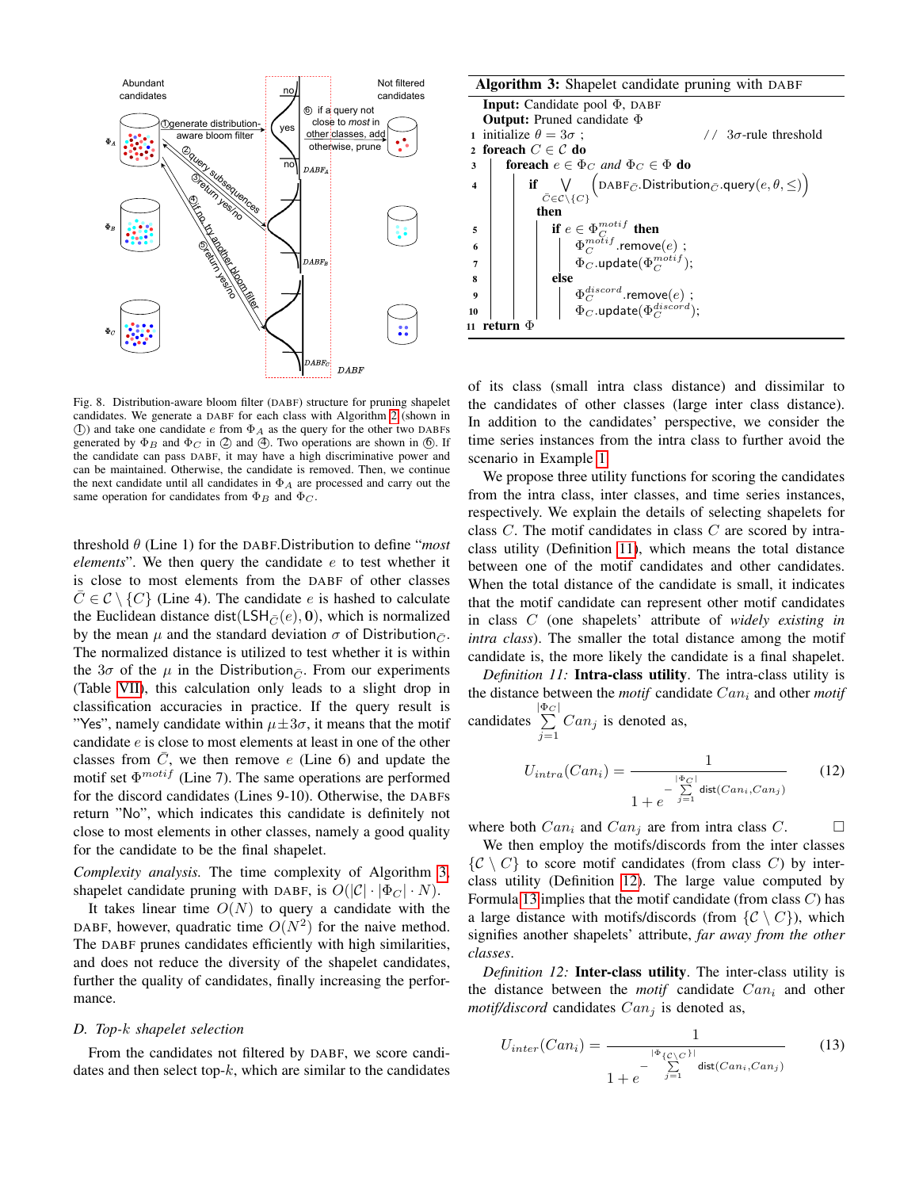Fig. 8. Distribution-aware bloom filter (DABF) structure for pruning shapelet candidates. We generate a DABF for each class with Algorithm 2 (shown in ①) and take one candidate $e$ from $\Phi_A$ as the query for the other two DABFs generated by $\Phi_B$ and $\Phi_C$ in ② and ④. Two operations are shown in ⑥. If the candidate can pass DABF, it may have a high discriminative power and can be maintained. Otherwise, the candidate is removed. Then, we continue the next candidate until all candidates in $\Phi_A$ are processed and carry out the same operation for candidates from $\Phi_B$ and $\Phi_C$.

threshold $\theta$ (Line 1) for the DABF.Distribution to define "*most elements*". We then query the candidate $e$ to test whether it is close to most elements from the DABF of other classes $\bar{C} \in \mathcal{C} \setminus \{C\}$ (Line 4). The candidate $e$ is hashed to calculate the Euclidean distance $\mathsf{dist}(\mathsf{LSH}_{\bar{C}}(e), \mathbf{0})$, which is normalized by the mean $\mu$ and the standard deviation $\sigma$ of $\mathsf{Distribution}_{\bar{C}}$. The normalized distance is utilized to test whether it is within the $3\sigma$ of the $\mu$ in the $\mathsf{Distribution}_{\bar{C}}$. From our experiments (Table VII), this calculation only leads to a slight drop in classification accuracies in practice. If the query result is "Yes", namely candidate within $\mu \pm 3\sigma$, it means that the motif candidate $e$ is close to most elements at least in one of the other classes from $\bar{C}$, we then remove $e$ (Line 6) and update the motif set $\Phi^{motif}$ (Line 7). The same operations are performed for the discord candidates (Lines 9-10). Otherwise, the DABFs return "No", which indicates this candidate is definitely not close to most elements in other classes, namely a good quality for the candidate to be the final shapelet.

*Complexity analysis.* The time complexity of Algorithm 3, shapelet candidate pruning with DABF, is $O(|\mathcal{C}| \cdot |\Phi_C| \cdot N)$.

It takes linear time $O(N)$ to query a candidate with the DABF, however, quadratic time $O(N^2)$ for the naive method. The DABF prunes candidates efficiently with high similarities, and does not reduce the diversity of the shapelet candidates, further the quality of candidates, finally increasing the performance.

### D. Top-$k$ shapelet selection

From the candidates not filtered by DABF, we score candidates and then select top-$k$, which are similar to the candidates

**Algorithm 3:** Shapelet candidate pruning with DABF

```
Input: Candidate pool Φ, DABF
Output: Pruned candidate Φ
1  initialize θ = 3σ ;                         // 3σ-rule threshold
2  foreach C ∈ 𝒞 do
3      foreach e ∈ Φ_C and Φ_C ∈ Φ do
4          if ⋁_{C̄∈𝒞\{C}} (DABF_C̄.Distribution_C̄.query(e, θ, ≤))
           then
5              if e ∈ Φ_C^motif then
6                  Φ_C^motif.remove(e) ;
7                  Φ_C.update(Φ_C^motif);
8              else
9                  Φ_C^discord.remove(e) ;
10                 Φ_C.update(Φ_C^discord);
11 return Φ
```

of its class (small intra class distance) and dissimilar to the candidates of other classes (large inter class distance). In addition to the candidates' perspective, we consider the time series instances from the intra class to further avoid the scenario in Example 1.

We propose three utility functions for scoring the candidates from the intra class, inter classes, and time series instances, respectively. We explain the details of selecting shapelets for class $C$. The motif candidates in class $C$ are scored by intra-class utility (Definition 11), which means the total distance between one of the motif candidates and other candidates. When the total distance of the candidate is small, it indicates that the motif candidate can represent other motif candidates in class $C$ (one shapelets' attribute of *widely existing in intra class*). The smaller the total distance among the motif candidate is, the more likely the candidate is a final shapelet.

*Definition 11:* **Intra-class utility**. The intra-class utility is the distance between the *motif* candidate $Can_i$ and other *motif* candidates $\sum_{j=1}^{|\Phi_C|} Can_j$ is denoted as,

$$U_{intra}(Can_i) = \frac{1}{1 + e^{-\sum_{j=1}^{|\Phi_C|} \mathsf{dist}(Can_i, Can_j)}} \tag{12}$$

where both $Can_i$ and $Can_j$ are from intra class $C$. □

We then employ the motifs/discords from the inter classes $\{\mathcal{C} \setminus C\}$ to score motif candidates (from class $C$) by inter-class utility (Definition 12). The large value computed by Formula 13 implies that the motif candidate (from class $C$) has a large distance with motifs/discords (from $\{\mathcal{C} \setminus C\}$), which signifies another shapelets' attribute, *far away from the other classes*.

*Definition 12:* **Inter-class utility**. The inter-class utility is the distance between the *motif* candidate $Can_i$ and other *motif/discord* candidates $Can_j$ is denoted as,

$$U_{inter}(Can_i) = \frac{1}{1 + e^{-\sum_{j=1}^{|\Phi_{\{\mathcal{C} \setminus C\}}|} \mathsf{dist}(Can_i, Can_j)}} \tag{13}$$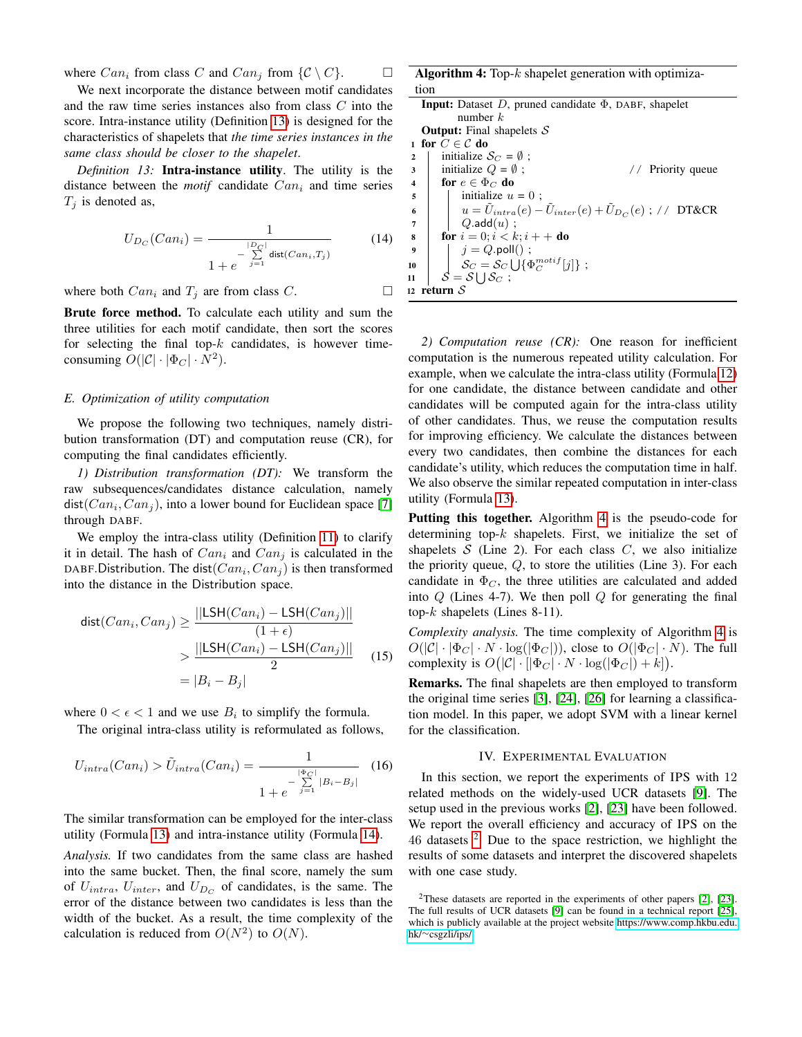where $Can_i$ from class $C$ and $Can_j$ from $\{\mathcal{C} \setminus C\}$. □

We next incorporate the distance between motif candidates and the raw time series instances also from class $C$ into the score. Intra-instance utility (Definition 13) is designed for the characteristics of shapelets that *the time series instances in the same class should be closer to the shapelet*.

*Definition 13:* **Intra-instance utility**. The utility is the distance between the *motif* candidate $Can_i$ and time series $T_j$ is denoted as,

$$U_{D_C}(Can_i) = \frac{1}{1 + e^{-\sum_{j=1}^{|D_C|} \mathsf{dist}(Can_i, T_j)}} \tag{14}$$

where both $Can_i$ and $T_j$ are from class $C$. □

**Brute force method.** To calculate each utility and sum the three utilities for each motif candidate, then sort the scores for selecting the final top-$k$ candidates, is however time-consuming $O(|\mathcal{C}| \cdot |\Phi_C| \cdot N^2)$.

### E. Optimization of utility computation

We propose the following two techniques, namely distribution transformation (DT) and computation reuse (CR), for computing the final candidates efficiently.

*1) Distribution transformation (DT):* We transform the raw subsequences/candidates distance calculation, namely $\mathsf{dist}(Can_i, Can_j)$, into a lower bound for Euclidean space [7] through DABF.

We employ the intra-class utility (Definition 11) to clarify it in detail. The hash of $Can_i$ and $Can_j$ is calculated in the DABF.Distribution. The $\mathsf{dist}(Can_i, Can_j)$ is then transformed into the distance in the Distribution space.

$$\begin{aligned}
\mathsf{dist}(Can_i, Can_j) &\geq \frac{||\mathsf{LSH}(Can_i) - \mathsf{LSH}(Can_j)||}{(1+\epsilon)} \\
&> \frac{||\mathsf{LSH}(Can_i) - \mathsf{LSH}(Can_j)||}{2} \\
&= |B_i - B_j|
\end{aligned} \tag{15}$$

where $0 < \epsilon < 1$ and we use $B_i$ to simplify the formula.

The original intra-class utility is reformulated as follows,

$$U_{intra}(Can_i) > \tilde{U}_{intra}(Can_i) = \frac{1}{1 + e^{-\sum_{j=1}^{|\Phi_C|} |B_i - B_j|}} \tag{16}$$

The similar transformation can be employed for the inter-class utility (Formula 13) and intra-instance utility (Formula 14).

*Analysis.* If two candidates from the same class are hashed into the same bucket. Then, the final score, namely the sum of $U_{intra}$, $U_{inter}$, and $U_{D_C}$ of candidates, is the same. The error of the distance between two candidates is less than the width of the bucket. As a result, the time complexity of the calculation is reduced from $O(N^2)$ to $O(N)$.

**Algorithm 4:** Top-$k$ shapelet generation with optimization

```
Input: Dataset D, pruned candidate Φ, DABF, shapelet number k
Output: Final shapelets S
1  for C ∈ 𝒞 do
2      initialize S_C = ∅ ;
3      initialize Q = ∅ ;                        // Priority queue
4      for e ∈ Φ_C do
5          initialize u = 0 ;
6          u = Ũ_intra(e) − Ũ_inter(e) + Ũ_{D_C}(e) ; // DT&CR
7          Q.add(u) ;
8      for i = 0; i < k; i++ do
9          j = Q.poll() ;
10         S_C = S_C ⋃ {Φ_C^motif[j]} ;
11     S = S ⋃ S_C ;
12 return S
```

*2) Computation reuse (CR):* One reason for inefficient computation is the numerous repeated utility calculation. For example, when we calculate the intra-class utility (Formula 12) for one candidate, the distance between candidate and other candidates will be computed again for the intra-class utility of other candidates. Thus, we reuse the computation results for improving efficiency. We calculate the distances between every two candidates, then combine the distances for each candidate's utility, which reduces the computation time in half. We also observe the similar repeated computation in inter-class utility (Formula 13).

**Putting this together.** Algorithm 4 is the pseudo-code for determining top-$k$ shapelets. First, we initialize the set of shapelets $\mathcal{S}$ (Line 2). For each class $C$, we also initialize the priority queue, $Q$, to store the utilities (Line 3). For each candidate in $\Phi_C$, the three utilities are calculated and added into $Q$ (Lines 4-7). We then poll $Q$ for generating the final top-$k$ shapelets (Lines 8-11).

*Complexity analysis.* The time complexity of Algorithm 4 is $O(|\mathcal{C}| \cdot |\Phi_C| \cdot N \cdot \log(|\Phi_C|))$, close to $O(|\Phi_C| \cdot N)$. The full complexity is $O\big(|\mathcal{C}| \cdot [|\Phi_C| \cdot N \cdot \log(|\Phi_C|) + k]\big)$.

**Remarks.** The final shapelets are then employed to transform the original time series [3], [24], [26] for learning a classification model. In this paper, we adopt SVM with a linear kernel for the classification.

## IV. Experimental Evaluation

In this section, we report the experiments of IPS with 12 related methods on the widely-used UCR datasets [9]. The setup used in the previous works [2], [23] have been followed. We report the overall efficiency and accuracy of IPS on the 46 datasets [2]. Due to the space restriction, we highlight the results of some datasets and interpret the discovered shapelets with one case study.

[2]These datasets are reported in the experiments of other papers [2], [23]. The full results of UCR datasets [9] can be found in a technical report [25], which is publicly available at the project website https://www.comp.hkbu.edu.hk/~csgzli/ips/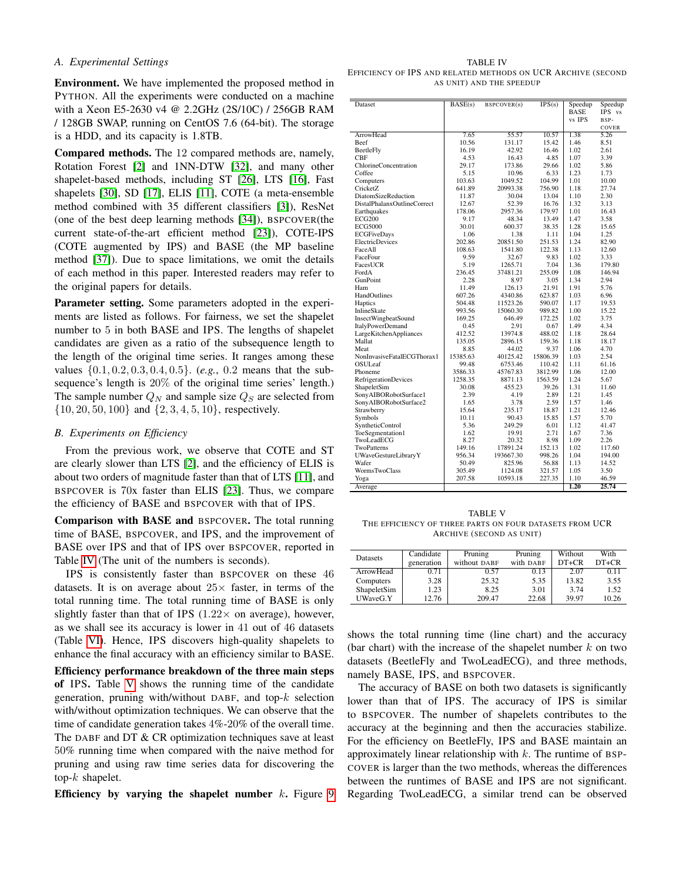### A. Experimental Settings

**Environment.** We have implemented the proposed method in PYTHON. All the experiments were conducted on a machine with a Xeon E5-2630 v4 @ 2.2GHz (2S/10C) / 256GB RAM / 128GB SWAP, running on CentOS 7.6 (64-bit). The storage is a HDD, and its capacity is 1.8TB.

**Compared methods.** The 12 compared methods are, namely, Rotation Forest [2] and 1NN-DTW [32], and many other shapelet-based methods, including ST [26], LTS [16], Fast shapelets [30], SD [17], ELIS [11], COTE (a meta-ensemble method combined with 35 different classifiers [3]), ResNet (one of the best deep learning methods [34]), BSPCOVER(the current state-of-the-art efficient method [23]), COTE-IPS (COTE augmented by IPS) and BASE (the MP baseline method [37]). Due to space limitations, we omit the details of each method in this paper. Interested readers may refer to the original papers for details.

**Parameter setting.** Some parameters adopted in the experiments are listed as follows. For fairness, we set the shapelet number to 5 in both BASE and IPS. The lengths of shapelet candidates are given as a ratio of the subsequence length to the length of the original time series. It ranges among these values $\{0.1, 0.2, 0.3, 0.4, 0.5\}$. (*e.g.*, 0.2 means that the subsequence's length is 20% of the original time series' length.) The sample number $Q_N$ and sample size $Q_S$ are selected from $\{10, 20, 50, 100\}$ and $\{2, 3, 4, 5, 10\}$, respectively.

### B. Experiments on Efficiency

From the previous work, we observe that COTE and ST are clearly slower than LTS [2], and the efficiency of ELIS is about two orders of magnitude faster than that of LTS [11], and BSPCOVER is 70x faster than ELIS [23]. Thus, we compare the efficiency of BASE and BSPCOVER with that of IPS.

**Comparison with BASE and BSPCOVER.** The total running time of BASE, BSPCOVER, and IPS, and the improvement of BASE over IPS and that of IPS over BSPCOVER, reported in Table IV (The unit of the numbers is seconds).

IPS is consistently faster than BSPCOVER on these 46 datasets. It is on average about 25× faster, in terms of the total running time. The total running time of BASE is only slightly faster than that of IPS (1.22× on average), however, as we shall see its accuracy is lower in 41 out of 46 datasets (Table VI). Hence, IPS discovers high-quality shapelets to enhance the final accuracy with an efficiency similar to BASE.

**Efficiency performance breakdown of the three main steps of IPS.** Table V shows the running time of the candidate generation, pruning with/without DABF, and top-$k$ selection with/without optimization techniques. We can observe that the time of candidate generation takes 4%-20% of the overall time. The DABF and DT & CR optimization techniques save at least 50% running time when compared with the naive method for pruning and using raw time series data for discovering the top-$k$ shapelet.

**Efficiency by varying the shapelet number $k$.** Figure 9 shows the total running time (line chart) and the accuracy (bar chart) with the increase of the shapelet number $k$ on two datasets (BeetleFly and TwoLeadECG), and three methods, namely BASE, IPS, and BSPCOVER.

The accuracy of BASE on both two datasets is significantly lower than that of IPS. The accuracy of IPS is similar to BSPCOVER. The number of shapelets contributes to the accuracy at the beginning and then the accuracies stabilize. For the efficiency on BeetleFly, IPS and BASE maintain an approximately linear relationship with $k$. The runtime of BSPCOVER is larger than the two methods, whereas the differences between the runtimes of BASE and IPS are not significant. Regarding TwoLeadECG, a similar trend can be observed

TABLE IV
EFFICIENCY OF IPS AND RELATED METHODS ON UCR ARCHIVE (SECOND AS UNIT) AND THE SPEEDUP

| Dataset | BASE(s) | BSPCOVER(s) | IPS(s) | Speedup BASE vs IPS | Speedup IPS vs BSPCOVER |
|---|---|---|---|---|---|
| ArrowHead | 7.65 | 55.57 | 10.57 | 1.38 | 5.26 |
| Beef | 10.56 | 131.17 | 15.42 | 1.46 | 8.51 |
| BeetleFly | 16.19 | 42.92 | 16.46 | 1.02 | 2.61 |
| CBF | 4.53 | 16.43 | 4.85 | 1.07 | 3.39 |
| ChlorineConcentration | 29.17 | 173.86 | 29.66 | 1.02 | 5.86 |
| Coffee | 5.15 | 10.96 | 6.33 | 1.23 | 1.73 |
| Computers | 103.63 | 1049.52 | 104.99 | 1.01 | 10.00 |
| CricketZ | 641.89 | 20993.38 | 756.90 | 1.18 | 27.74 |
| DiatomSizeReduction | 11.87 | 30.04 | 13.04 | 1.10 | 2.30 |
| DistalPhalanxOutlineCorrect | 12.67 | 52.39 | 16.76 | 1.32 | 3.13 |
| Earthquakes | 178.06 | 2957.36 | 179.97 | 1.01 | 16.43 |
| ECG200 | 9.17 | 48.34 | 13.49 | 1.47 | 3.58 |
| ECG5000 | 30.01 | 600.37 | 38.35 | 1.28 | 15.65 |
| ECGFiveDays | 1.06 | 1.38 | 1.11 | 1.04 | 1.25 |
| ElectricDevices | 202.86 | 20851.50 | 251.53 | 1.24 | 82.90 |
| FaceAll | 108.63 | 1541.80 | 122.38 | 1.13 | 12.60 |
| FaceFour | 9.59 | 32.67 | 9.83 | 1.02 | 3.33 |
| FacesUCR | 5.19 | 1265.71 | 7.04 | 1.36 | 179.80 |
| FordA | 236.45 | 37481.21 | 255.09 | 1.08 | 146.94 |
| GunPoint | 2.28 | 8.97 | 3.05 | 1.34 | 2.94 |
| Ham | 11.49 | 126.13 | 21.91 | 1.91 | 5.76 |
| HandOutlines | 607.26 | 4340.86 | 623.87 | 1.03 | 6.96 |
| Haptics | 504.48 | 11523.26 | 590.07 | 1.17 | 19.53 |
| InlineSkate | 993.56 | 15060.30 | 989.82 | 1.00 | 15.22 |
| InsectWingbeatSound | 169.25 | 646.49 | 172.25 | 1.02 | 3.75 |
| ItalyPowerDemand | 0.45 | 2.91 | 0.67 | 1.49 | 4.34 |
| LargeKitchenAppliances | 412.52 | 13974.8 | 488.02 | 1.18 | 28.64 |
| Mallat | 135.05 | 2896.15 | 159.36 | 1.18 | 18.17 |
| Meat | 8.85 | 44.02 | 9.37 | 1.06 | 4.70 |
| NonInvasiveFatalECGThorax1 | 15385.63 | 40125.42 | 15806.39 | 1.03 | 2.54 |
| OSULeaf | 99.48 | 6753.46 | 110.42 | 1.11 | 61.16 |
| Phoneme | 3586.33 | 45767.83 | 3812.99 | 1.06 | 12.00 |
| RefrigerationDevices | 1258.35 | 8871.13 | 1563.59 | 1.24 | 5.67 |
| ShapeletSim | 30.08 | 455.23 | 39.26 | 1.31 | 11.60 |
| SonyAIBORobotSurface1 | 2.39 | 4.19 | 2.89 | 1.21 | 1.45 |
| SonyAIBORobotSurface2 | 1.65 | 3.78 | 2.59 | 1.57 | 1.46 |
| Strawberry | 15.64 | 235.17 | 18.87 | 1.21 | 12.46 |
| Symbols | 10.11 | 90.43 | 15.85 | 1.57 | 5.70 |
| SyntheticControl | 5.36 | 249.29 | 6.01 | 1.12 | 41.47 |
| ToeSegmentation1 | 1.62 | 19.91 | 2.71 | 1.67 | 7.36 |
| TwoLeadECG | 8.27 | 20.32 | 8.98 | 1.09 | 2.26 |
| TwoPatterns | 149.16 | 17891.24 | 152.13 | 1.02 | 117.60 |
| UWaveGestureLibraryY | 956.34 | 193667.30 | 998.26 | 1.04 | 194.00 |
| Wafer | 50.49 | 825.96 | 56.88 | 1.13 | 14.52 |
| WormsTwoClass | 305.49 | 1124.08 | 321.57 | 1.05 | 3.50 |
| Yoga | 207.58 | 10593.18 | 227.35 | 1.10 | 46.59 |
| Average | | | | **1.20** | **25.74** |

TABLE V
THE EFFICIENCY OF THREE PARTS ON FOUR DATASETS FROM UCR ARCHIVE (SECOND AS UNIT)

| Datasets | Candidate generation | Pruning without DABF | Pruning with DABF | Without DT+CR | With DT+CR |
|---|---|---|---|---|---|
| ArrowHead | 0.71 | 0.57 | 0.13 | 2.07 | 0.11 |
| Computers | 3.28 | 25.32 | 5.35 | 13.82 | 3.55 |
| ShapeletSim | 1.23 | 8.25 | 3.01 | 3.74 | 1.52 |
| UWaveG.Y | 12.76 | 209.47 | 22.68 | 39.97 | 10.26 |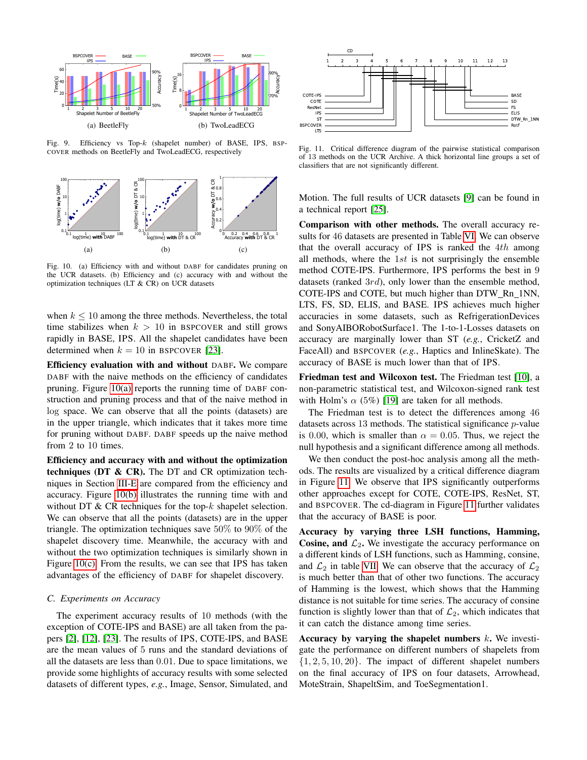Fig. 9. Efficiency vs Top-$k$ (shapelet number) of BASE, IPS, BSPCOVER methods on BeetleFly and TwoLeadECG, respectively

Fig. 10. (a) Efficiency with and without DABF for candidates pruning on the UCR datasets. (b) Efficiency and (c) accuracy with and without the optimization techniques (LT & CR) on UCR datasets

when $k \leq 10$ among the three methods. Nevertheless, the total time stabilizes when $k > 10$ in BSPCOVER and still grows rapidly in BASE, IPS. All the shapelet candidates have been determined when $k = 10$ in BSPCOVER [23].

**Efficiency evaluation with and without DABF.** We compare DABF with the naive methods on the efficiency of candidates pruning. Figure 10(a) reports the running time of DABF construction and pruning process and that of the naive method in log space. We can observe that all the points (datasets) are in the upper triangle, which indicates that it takes more time for pruning without DABF. DABF speeds up the naive method from 2 to 10 times.

**Efficiency and accuracy with and without the optimization techniques (DT & CR).** The DT and CR optimization techniques in Section III-E are compared from the efficiency and accuracy. Figure 10(b) illustrates the running time with and without DT & CR techniques for the top-$k$ shapelet selection. We can observe that all the points (datasets) are in the upper triangle. The optimization techniques save 50% to 90% of the shapelet discovery time. Meanwhile, the accuracy with and without the two optimization techniques is similarly shown in Figure 10(c). From the results, we can see that IPS has taken advantages of the efficiency of DABF for shapelet discovery.

### C. Experiments on Accuracy

The experiment accuracy results of 10 methods (with the exception of COTE-IPS and BASE) are all taken from the papers [2], [12], [23]. The results of IPS, COTE-IPS, and BASE are the mean values of 5 runs and the standard deviations of all the datasets are less than 0.01. Due to space limitations, we provide some highlights of accuracy results with some selected datasets of different types, *e.g.*, Image, Sensor, Simulated, and

Fig. 11. Critical difference diagram of the pairwise statistical comparison of 13 methods on the UCR Archive. A thick horizontal line groups a set of classifiers that are not significantly different.

Motion. The full results of UCR datasets [9] can be found in a technical report [25].

**Comparison with other methods.** The overall accuracy results for 46 datasets are presented in Table VI. We can observe that the overall accuracy of IPS is ranked the $4th$ among all methods, where the $1st$ is not surprisingly the ensemble method COTE-IPS. Furthermore, IPS performs the best in 9 datasets (ranked $3rd$), only lower than the ensemble method, COTE-IPS and COTE, but much higher than DTW_Rn_1NN, LTS, FS, SD, ELIS, and BASE. IPS achieves much higher accuracies in some datasets, such as RefrigerationDevices and SonyAIBORobotSurface1. The 1-to-1-Losses datasets on accuracy are marginally lower than ST (*e.g.*, CricketZ and FaceAll) and BSPCOVER (*e.g.*, Haptics and InlineSkate). The accuracy of BASE is much lower than that of IPS.

**Friedman test and Wilcoxon test.** The Friedman test [10], a non-parametric statistical test, and Wilcoxon-signed rank test with Holm's $\alpha$ (5%) [19] are taken for all methods.

The Friedman test is to detect the differences among 46 datasets across 13 methods. The statistical significance $p$-value is 0.00, which is smaller than $\alpha = 0.05$. Thus, we reject the null hypothesis and a significant difference among all methods.

We then conduct the post-hoc analysis among all the methods. The results are visualized by a critical difference diagram in Figure 11. We observe that IPS significantly outperforms other approaches except for COTE, COTE-IPS, ResNet, ST, and BSPCOVER. The cd-diagram in Figure 11 further validates that the accuracy of BASE is poor.

**Accuracy by varying three LSH functions, Hamming, Cosine, and $\mathcal{L}_2$.** We investigate the accuracy performance on a different kinds of LSH functions, such as Hamming, consine, and $\mathcal{L}_2$ in table VII. We can observe that the accuracy of $\mathcal{L}_2$ is much better than that of other two functions. The accuracy of Hamming is the lowest, which shows that the Hamming distance is not suitable for time series. The accuracy of consine function is slightly lower than that of $\mathcal{L}_2$, which indicates that it can catch the distance among time series.

**Accuracy by varying the shapelet numbers $k$.** We investigate the performance on different numbers of shapelets from $\{1, 2, 5, 10, 20\}$. The impact of different shapelet numbers on the final accuracy of IPS on four datasets, Arrowhead, MoteStrain, ShapeltSim, and ToeSegmentation1.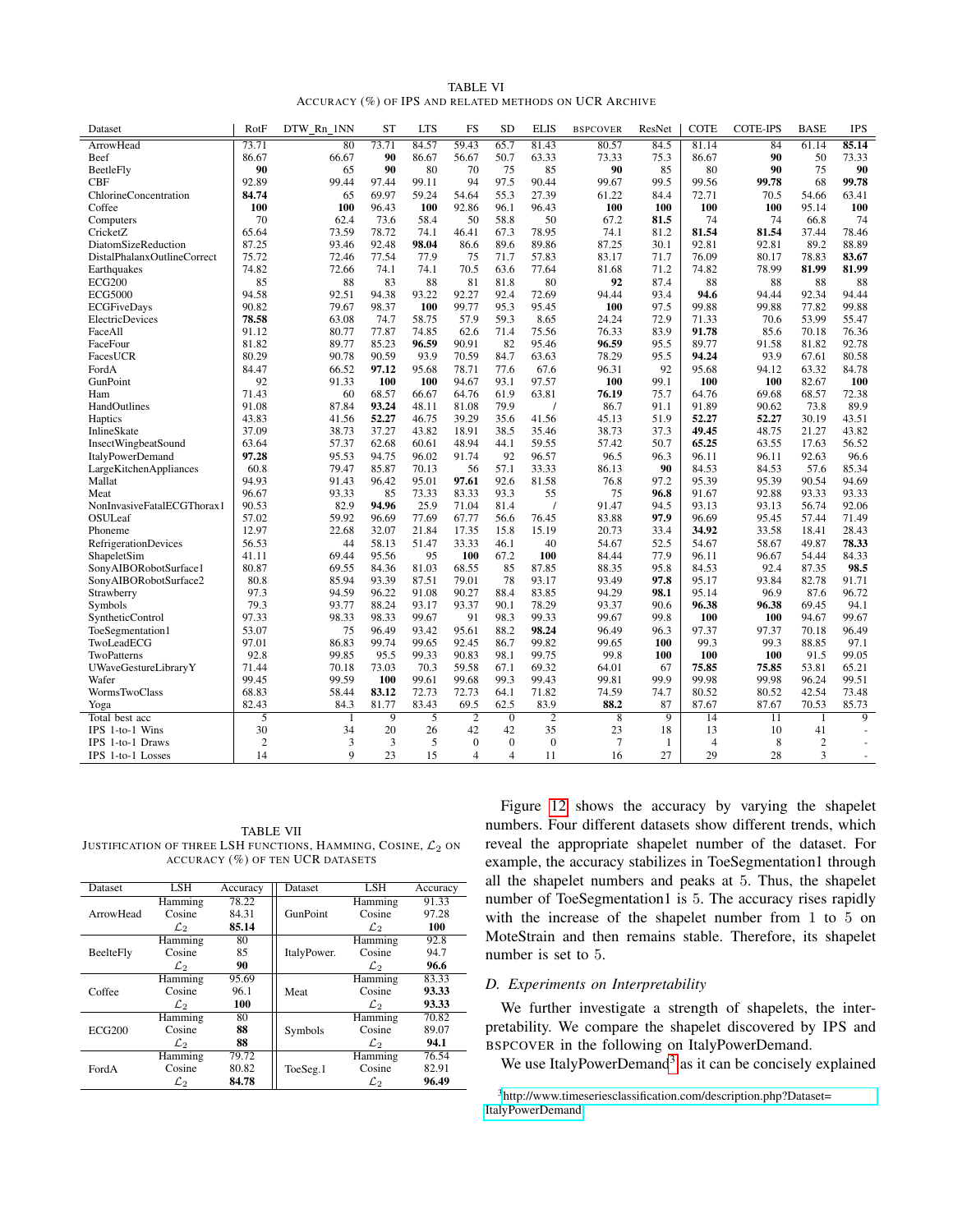TABLE VI
ACCURACY (%) OF IPS AND RELATED METHODS ON UCR ARCHIVE

| Dataset | RotF | DTW_Rn_1NN | ST | LTS | FS | SD | ELIS | BSPCOVER | ResNet | COTE | COTE-IPS | BASE | IPS |
|---|---|---|---|---|---|---|---|---|---|---|---|---|---|
| ArrowHead | 73.71 | 80 | 73.71 | 84.57 | 59.43 | 65.7 | 81.43 | 80.57 | 84.5 | 81.14 | 84 | 61.14 | **85.14** |
| Beef | 86.67 | 66.67 | **90** | 86.67 | 56.67 | 50.7 | 63.33 | 73.33 | 75.3 | 86.67 | **90** | 50 | 73.33 |
| BeetleFly | **90** | 65 | **90** | 80 | 70 | 75 | 85 | **90** | 85 | 80 | **90** | 75 | **90** |
| CBF | 92.89 | 99.44 | 97.44 | 99.11 | 94 | 97.5 | 90.44 | 99.67 | 99.5 | 99.56 | **99.78** | 68 | **99.78** |
| ChlorineConcentration | **84.74** | 65 | 69.97 | 59.24 | 54.64 | 55.3 | 27.39 | 61.22 | 84.4 | 72.71 | 70.5 | 54.66 | 63.41 |
| Coffee | **100** | **100** | 96.43 | **100** | 92.86 | 96.1 | 96.43 | **100** | **100** | **100** | **100** | 95.14 | **100** |
| Computers | 70 | 62.4 | 73.6 | 58.4 | 50 | 58.8 | 50 | 67.2 | **81.5** | 74 | 74 | 66.8 | 74 |
| CricketZ | 65.64 | 73.59 | 78.72 | 74.1 | 46.41 | 67.3 | 78.95 | 74.1 | 81.2 | **81.54** | **81.54** | 37.44 | 78.46 |
| DiatomSizeReduction | 87.25 | 93.46 | 92.48 | **98.04** | 86.6 | 89.6 | 89.86 | 87.25 | 30.1 | 92.81 | 92.81 | 89.2 | 88.89 |
| DistalPhalanxOutlineCorrect | 75.72 | 72.46 | 77.54 | 77.9 | 75 | 71.7 | 57.83 | 83.17 | 71.7 | 76.09 | 80.17 | 78.83 | **83.67** |
| Earthquakes | 74.82 | 72.66 | 74.1 | 74.1 | 70.5 | 63.6 | 77.64 | 81.68 | 71.2 | 74.82 | 78.99 | **81.99** | **81.99** |
| ECG200 | 85 | 88 | 83 | 88 | 81 | 81.8 | 80 | **92** | 87.4 | 88 | 88 | 88 | 88 |
| ECG5000 | 94.58 | 92.51 | 94.38 | 93.22 | 92.27 | 92.4 | 72.69 | 94.44 | 93.4 | **94.6** | 94.44 | 92.34 | 94.44 |
| ECGFiveDays | 90.82 | 79.67 | 98.37 | **100** | 99.77 | 95.3 | 95.45 | **100** | 97.5 | 99.88 | 99.88 | 77.82 | 99.88 |
| ElectricDevices | **78.58** | 63.08 | 74.7 | 58.75 | 57.9 | 59.3 | 8.65 | 24.24 | 72.9 | 71.33 | 70.6 | 53.99 | 55.47 |
| FaceAll | 91.12 | 77.87 | 77.87 | 74.85 | 62.6 | 71.4 | 75.56 | 76.33 | 83.9 | **91.78** | 85.6 | 70.18 | 76.36 |
| FaceFour | 81.82 | 89.77 | 85.23 | **96.59** | 90.91 | 82 | 95.46 | **96.59** | 95.5 | 89.77 | 91.58 | 81.82 | 92.78 |
| FacesUCR | 80.29 | 90.78 | 90.59 | 93.9 | 70.59 | 84.7 | 63.63 | 78.29 | 95.5 | **94.24** | 93.9 | 67.61 | 80.58 |
| FordA | 84.47 | 66.52 | **97.12** | 95.68 | 78.71 | 77.6 | 67.6 | 96.31 | 92 | 95.68 | 94.12 | 63.32 | 84.78 |
| GunPoint | 92 | 91.33 | **100** | **100** | 94.67 | 93.1 | 97.57 | **100** | 99.1 | **100** | **100** | 82.67 | **100** |
| Ham | 71.43 | 60 | 68.57 | 66.67 | 64.76 | 61.9 | 63.81 | **76.19** | 75.7 | 64.76 | 69.68 | 68.57 | 72.38 |
| HandOutlines | 91.08 | 87.84 | **93.24** | 48.11 | 81.08 | 79.9 | / | 86.7 | 91.1 | 91.89 | 90.62 | 73.8 | 89.9 |
| Haptics | 43.83 | 41.56 | **52.27** | 46.75 | 39.29 | 35.6 | 41.56 | 45.13 | 51.9 | **52.27** | **52.27** | 30.19 | 43.51 |
| InlineSkate | 37.09 | 38.73 | 37.27 | 43.82 | 18.91 | 38.5 | 35.46 | 38.73 | 37.3 | **49.45** | 48.75 | 21.27 | 43.82 |
| InsectWingbeatSound | 63.64 | 57.37 | 62.68 | 60.61 | 48.94 | 44.1 | 59.55 | 57.42 | 50.7 | **65.25** | 63.55 | 17.63 | 56.52 |
| ItalyPowerDemand | **97.28** | 95.53 | 94.75 | 96.02 | 91.74 | 92 | 96.57 | 96.5 | 96.3 | 96.11 | 96.11 | 92.63 | 96.6 |
| LargeKitchenAppliances | 60.8 | 79.47 | 85.87 | 70.13 | 56 | 57.1 | 33.33 | 86.13 | **90** | 84.53 | 84.53 | 57.6 | 85.34 |
| Mallat | 94.93 | 91.43 | 96.42 | 95.01 | **97.61** | 92.6 | 81.58 | 76.8 | 97.2 | 95.39 | 95.39 | 90.54 | 94.69 |
| Meat | 96.67 | 93.33 | 85 | 73.33 | 83.33 | 93.3 | 55 | 75 | **96.8** | 91.67 | 92.88 | 93.33 | 93.33 |
| NonInvasiveFatalECGThorax1 | 90.53 | 82.9 | **94.96** | 25.9 | 71.04 | 81.4 | / | 91.47 | 94.5 | 93.13 | 93.13 | 56.74 | 92.06 |
| OSULeaf | 57.02 | 59.92 | 96.69 | 77.69 | 67.77 | 56.6 | 76.45 | 83.88 | **97.9** | 96.69 | 95.45 | 57.44 | 71.49 |
| Phoneme | 12.97 | 22.68 | 32.07 | 21.84 | 17.35 | 15.8 | 15.19 | 20.73 | 33.4 | **34.92** | 33.58 | 18.41 | 28.43 |
| RefrigerationDevices | 56.53 | 44 | 58.13 | 51.47 | 33.33 | 46.1 | 40 | 54.67 | 52.5 | 54.67 | 58.67 | 49.87 | **78.33** |
| ShapeletSim | 41.11 | 69.44 | 95.56 | 95 | **100** | 67.2 | **100** | 84.44 | 77.9 | 96.11 | 96.67 | 54.44 | 84.33 |
| SonyAIBORobotSurface1 | 80.87 | 69.55 | 84.36 | 81.03 | 68.55 | 85 | 87.85 | 88.35 | 95.8 | 84.53 | 92.4 | 87.35 | **98.5** |
| SonyAIBORobotSurface2 | 80.8 | 85.94 | 93.39 | 87.51 | 79.01 | 78 | 93.17 | 93.49 | **97.8** | 95.17 | 93.84 | 82.78 | 91.71 |
| Strawberry | 97.3 | 94.59 | 96.22 | 91.08 | 90.27 | 88.4 | 83.85 | 94.29 | **98.1** | 95.14 | 96.9 | 87.6 | 96.72 |
| Symbols | 79.3 | 93.77 | 88.24 | 93.17 | 93.37 | 90.1 | 78.29 | 93.37 | 90.6 | **96.38** | **96.38** | 69.45 | 94.1 |
| SyntheticControl | 97.33 | 98.33 | 98.33 | 99.67 | 91 | 98.3 | 99.33 | 99.67 | 99.8 | **100** | **100** | 94.67 | 99.67 |
| ToeSegmentation1 | 53.07 | 75 | 96.49 | 93.42 | 95.61 | 88.2 | **98.24** | 96.49 | 96.3 | 97.37 | 97.37 | 70.18 | 96.49 |
| TwoLeadECG | 97.01 | 86.83 | 99.74 | 99.65 | 92.45 | 86.7 | 99.82 | 99.65 | **100** | 99.3 | 99.3 | 88.85 | 97.1 |
| TwoPatterns | 92.8 | 99.85 | 95.5 | 99.33 | 90.83 | 98.1 | 99.75 | 99.8 | **100** | **100** | **100** | 91.5 | 99.05 |
| UWaveGestureLibraryY | 71.44 | 70.18 | 73.03 | 70.3 | 59.58 | 67.1 | 69.32 | 64.01 | 67 | **75.85** | **75.85** | 53.81 | 65.21 |
| Wafer | 99.45 | 99.59 | **100** | 99.61 | 99.68 | 99.3 | 99.43 | 99.81 | 99.9 | 99.98 | 99.98 | 96.24 | 99.51 |
| WormsTwoClass | 68.83 | 58.44 | **83.12** | 72.73 | 72.73 | 64.1 | 71.82 | 74.59 | 74.7 | 80.52 | 80.52 | 42.54 | 73.48 |
| Yoga | 82.43 | 84.3 | 81.77 | 83.43 | 69.5 | 62.5 | 83.9 | **88.2** | 87 | 87.67 | 87.67 | 70.53 | 85.73 |
| Total best acc | 5 | 1 | 9 | 5 | 2 | 0 | 2 | 8 | 9 | 14 | 11 | 1 | 9 |
| IPS 1-to-1 Wins | 30 | 34 | 20 | 26 | 42 | 42 | 35 | 23 | 18 | 13 | 10 | 41 | - |
| IPS 1-to-1 Draws | 2 | 3 | 3 | 5 | 0 | 0 | 0 | 7 | 1 | 4 | 8 | 2 | - |
| IPS 1-to-1 Losses | 14 | 9 | 23 | 15 | 4 | 4 | 11 | 16 | 27 | 29 | 28 | 3 | - |

TABLE VII
JUSTIFICATION OF THREE LSH FUNCTIONS, HAMMING, COSINE, $\mathcal{L}_2$ ON ACCURACY (%) OF TEN UCR DATASETS

| Dataset | LSH | Accuracy | Dataset | LSH | Accuracy |
|---|---|---|---|---|---|
| ArrowHead | Hamming | 78.22 | GunPoint | Hamming | 91.33 |
| | Cosine | 84.31 | | Cosine | 97.28 |
| | $\mathcal{L}_2$ | **85.14** | | $\mathcal{L}_2$ | **100** |
| BeelteFly | Hamming | 80 | ItalyPower. | Hamming | 92.8 |
| | Cosine | 85 | | Cosine | 94.7 |
| | $\mathcal{L}_2$ | **90** | | $\mathcal{L}_2$ | **96.6** |
| Coffee | Hamming | 95.69 | Meat | Hamming | 83.33 |
| | Cosine | 96.1 | | Cosine | **93.33** |
| | $\mathcal{L}_2$ | **100** | | $\mathcal{L}_2$ | **93.33** |
| ECG200 | Hamming | 80 | Symbols | Hamming | 70.82 |
| | Cosine | **88** | | Cosine | 89.07 |
| | $\mathcal{L}_2$ | **88** | | $\mathcal{L}_2$ | **94.1** |
| FordA | Hamming | 79.72 | ToeSeg.1 | Hamming | 76.54 |
| | Cosine | 80.82 | | Cosine | 82.91 |
| | $\mathcal{L}_2$ | **84.78** | | $\mathcal{L}_2$ | **96.49** |

Figure 12 shows the accuracy by varying the shapelet numbers. Four different datasets show different trends, which reveal the appropriate shapelet number of the dataset. For example, the accuracy stabilizes in ToeSegmentation1 through all the shapelet numbers and peaks at 5. Thus, the shapelet number of ToeSegmentation1 is 5. The accuracy rises rapidly with the increase of the shapelet number from 1 to 5 on MoteStrain and then remains stable. Therefore, its shapelet number is set to 5.

### D. Experiments on Interpretability

We further investigate a strength of shapelets, the interpretability. We compare the shapelet discovered by IPS and BSPCOVER in the following on ItalyPowerDemand.

We use ItalyPowerDemand[3] as it can be concisely explained

[3] http://www.timeseriesclassification.com/description.php?Dataset=ItalyPowerDemand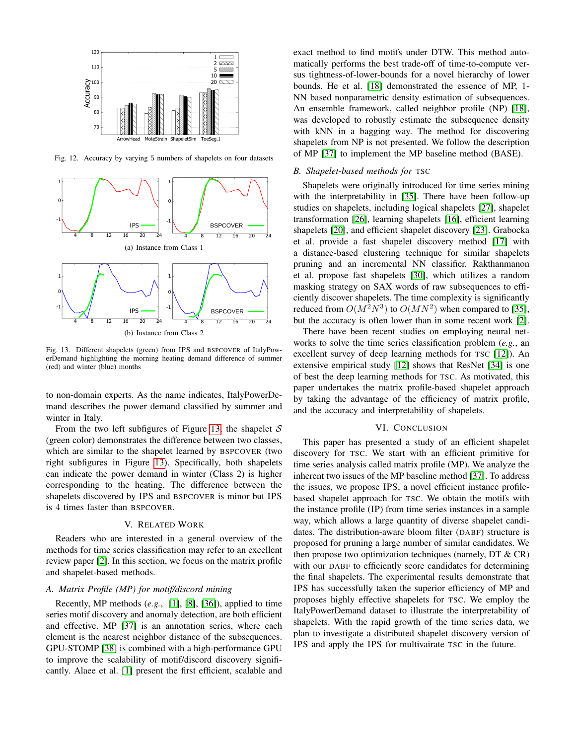Fig. 12. Accuracy by varying 5 numbers of shapelets on four datasets

(a) Instance from Class 1

(b) Instance from Class 2

Fig. 13. Different shapelets (green) from IPS and BSPCOVER of ItalyPowerDemand highlighting the morning heating demand difference of summer (red) and winter (blue) months

to non-domain experts. As the name indicates, ItalyPowerDemand describes the power demand classified by summer and winter in Italy.

From the two left subfigures of Figure 13, the shapelet $\mathcal{S}$ (green color) demonstrates the difference between two classes, which are similar to the shapelet learned by BSPCOVER (two right subfigures in Figure 13). Specifically, both shapelets can indicate the power demand in winter (Class 2) is higher corresponding to the heating. The difference between the shapelets discovered by IPS and BSPCOVER is minor but IPS is 4 times faster than BSPCOVER.

## V. Related Work

Readers who are interested in a general overview of the methods for time series classification may refer to an excellent review paper [2]. In this section, we focus on the matrix profile and shapelet-based methods.

### A. Matrix Profile (MP) for motif/discord mining

Recently, MP methods (*e.g.*, [1], [8], [36]), applied to time series motif discovery and anomaly detection, are both efficient and effective. MP [37] is an annotation series, where each element is the nearest neighbor distance of the subsequences. GPU-STOMP [38] is combined with a high-performance GPU to improve the scalability of motif/discord discovery significantly. Alaee et al. [1] present the first efficient, scalable and exact method to find motifs under DTW. This method automatically performs the best trade-off of time-to-compute versus tightness-of-lower-bounds for a novel hierarchy of lower bounds. He et al. [18] demonstrated the essence of MP, 1-NN based nonparametric density estimation of subsequences. An ensemble framework, called neighbor profile (NP) [18], was developed to robustly estimate the subsequence density with kNN in a bagging way. The method for discovering shapelets from NP is not presented. We follow the description of MP [37] to implement the MP baseline method (BASE).

### B. Shapelet-based methods for TSC

Shapelets were originally introduced for time series mining with the interpretability in [35]. There have been follow-up studies on shapelets, including logical shapelets [27], shapelet transformation [26], learning shapelets [16], efficient learning shapelets [20], and efficient shapelet discovery [23]. Grabocka et al. provide a fast shapelet discovery method [17] with a distance-based clustering technique for similar shapelets pruning and an incremental NN classifier. Rakthanmanon et al. propose fast shapelets [30], which utilizes a random masking strategy on SAX words of raw subsequences to efficiently discover shapelets. The time complexity is significantly reduced from $O(M^2N^3)$ to $O(MN^2)$ when compared to [35], but the accuracy is often lower than in some recent work [2].

There have been recent studies on employing neural networks to solve the time series classification problem (*e.g.*, an excellent survey of deep learning methods for TSC [12]). An extensive empirical study [12] shows that ResNet [34] is one of best the deep learning methods for TSC. As motivated, this paper undertakes the matrix profile-based shapelet approach by taking the advantage of the efficiency of matrix profile, and the accuracy and interpretability of shapelets.

## VI. Conclusion

This paper has presented a study of an efficient shapelet discovery for TSC. We start with an efficient primitive for time series analysis called matrix profile (MP). We analyze the inherent two issues of the MP baseline method [37]. To address the issues, we propose IPS, a novel efficient instance profile-based shapelet approach for TSC. We obtain the motifs with the instance profile (IP) from time series instances in a sample way, which allows a large quantity of diverse shapelet candidates. The distribution-aware bloom filter (DABF) structure is proposed for pruning a large number of similar candidates. We then propose two optimization techniques (namely, DT & CR) with our DABF to efficiently score candidates for determining the final shapelets. The experimental results demonstrate that IPS has successfully taken the superior efficiency of MP and proposes highly effective shapelets for TSC. We employ the ItalyPowerDemand dataset to illustrate the interpretability of shapelets. With the rapid growth of the time series data, we plan to investigate a distributed shapelet discovery version of IPS and apply the IPS for multivairate TSC in the future.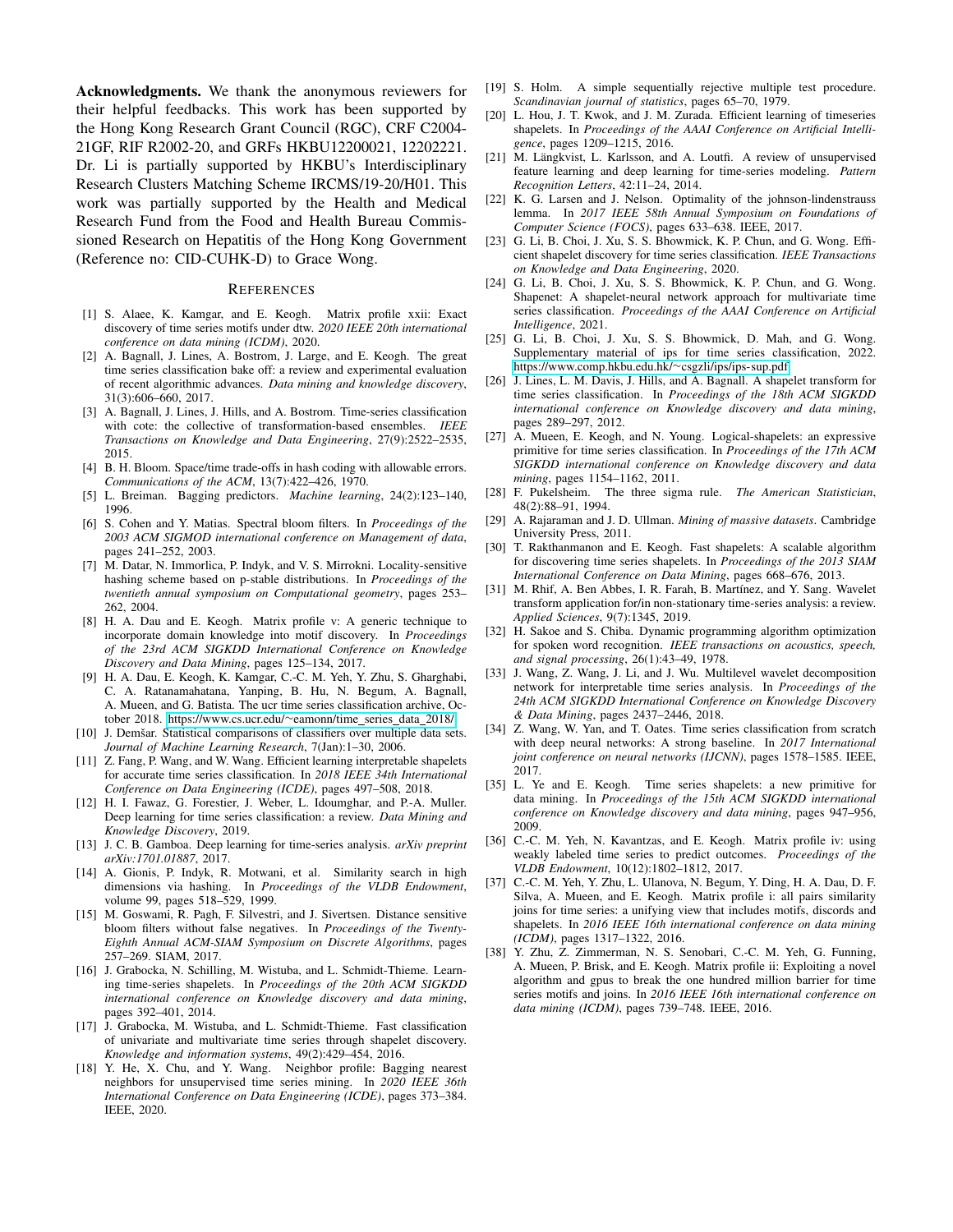**Acknowledgments.** We thank the anonymous reviewers for their helpful feedbacks. This work has been supported by the Hong Kong Research Grant Council (RGC), CRF C2004-21GF, RIF R2002-20, and GRFs HKBU12200021, 12202221. Dr. Li is partially supported by HKBU's Interdisciplinary Research Clusters Matching Scheme IRCMS/19-20/H01. This work was partially supported by the Health and Medical Research Fund from the Food and Health Bureau Commissioned Research on Hepatitis of the Hong Kong Government (Reference no: CID-CUHK-D) to Grace Wong.

## References

[1] S. Alaee, K. Kamgar, and E. Keogh. Matrix profile xxii: Exact discovery of time series motifs under dtw. *2020 IEEE 20th international conference on data mining (ICDM)*, 2020.

[2] A. Bagnall, J. Lines, A. Bostrom, J. Large, and E. Keogh. The great time series classification bake off: a review and experimental evaluation of recent algorithmic advances. *Data mining and knowledge discovery*, 31(3):606–660, 2017.

[3] A. Bagnall, J. Lines, J. Hills, and A. Bostrom. Time-series classification with cote: the collective of transformation-based ensembles. *IEEE Transactions on Knowledge and Data Engineering*, 27(9):2522–2535, 2015.

[4] B. H. Bloom. Space/time trade-offs in hash coding with allowable errors. *Communications of the ACM*, 13(7):422–426, 1970.

[5] L. Breiman. Bagging predictors. *Machine learning*, 24(2):123–140, 1996.

[6] S. Cohen and Y. Matias. Spectral bloom filters. In *Proceedings of the 2003 ACM SIGMOD international conference on Management of data*, pages 241–252, 2003.

[7] M. Datar, N. Immorlica, P. Indyk, and V. S. Mirrokni. Locality-sensitive hashing scheme based on p-stable distributions. In *Proceedings of the twentieth annual symposium on Computational geometry*, pages 253–262, 2004.

[8] H. A. Dau and E. Keogh. Matrix profile v: A generic technique to incorporate domain knowledge into motif discovery. In *Proceedings of the 23rd ACM SIGKDD International Conference on Knowledge Discovery and Data Mining*, pages 125–134, 2017.

[9] H. A. Dau, E. Keogh, K. Kamgar, C.-C. M. Yeh, Y. Zhu, S. Gharghabi, C. A. Ratanamahatana, Yanping, B. Hu, N. Begum, A. Bagnall, A. Mueen, and G. Batista. The ucr time series classification archive, October 2018. https://www.cs.ucr.edu/~eamonn/time_series_data_2018/.

[10] J. Demšar. Statistical comparisons of classifiers over multiple data sets. *Journal of Machine Learning Research*, 7(Jan):1–30, 2006.

[11] Z. Fang, P. Wang, and W. Wang. Efficient learning interpretable shapelets for accurate time series classification. In *2018 IEEE 34th International Conference on Data Engineering (ICDE)*, pages 497–508, 2018.

[12] H. I. Fawaz, G. Forestier, J. Weber, L. Idoumghar, and P.-A. Muller. Deep learning for time series classification: a review. *Data Mining and Knowledge Discovery*, 2019.

[13] J. C. B. Gamboa. Deep learning for time-series analysis. *arXiv preprint arXiv:1701.01887*, 2017.

[14] A. Gionis, P. Indyk, R. Motwani, et al. Similarity search in high dimensions via hashing. In *Proceedings of the VLDB Endowment*, volume 99, pages 518–529, 1999.

[15] M. Goswami, R. Pagh, F. Silvestri, and J. Sivertsen. Distance sensitive bloom filters without false negatives. In *Proceedings of the Twenty-Eighth Annual ACM-SIAM Symposium on Discrete Algorithms*, pages 257–269. SIAM, 2017.

[16] J. Grabocka, N. Schilling, M. Wistuba, and L. Schmidt-Thieme. Learning time-series shapelets. In *Proceedings of the 20th ACM SIGKDD international conference on Knowledge discovery and data mining*, pages 392–401, 2014.

[17] J. Grabocka, M. Wistuba, and L. Schmidt-Thieme. Fast classification of univariate and multivariate time series through shapelet discovery. *Knowledge and information systems*, 49(2):429–454, 2016.

[18] Y. He, X. Chu, and Y. Wang. Neighbor profile: Bagging nearest neighbors for unsupervised time series mining. In *2020 IEEE 36th International Conference on Data Engineering (ICDE)*, pages 373–384. IEEE, 2020.

[19] S. Holm. A simple sequentially rejective multiple test procedure. *Scandinavian journal of statistics*, pages 65–70, 1979.

[20] L. Hou, J. T. Kwok, and J. M. Zurada. Efficient learning of timeseries shapelets. In *Proceedings of the AAAI Conference on Artificial Intelligence*, pages 1209–1215, 2016.

[21] M. Längkvist, L. Karlsson, and A. Loutfi. A review of unsupervised feature learning and deep learning for time-series modeling. *Pattern Recognition Letters*, 42:11–24, 2014.

[22] K. G. Larsen and J. Nelson. Optimality of the johnson-lindenstrauss lemma. In *2017 IEEE 58th Annual Symposium on Foundations of Computer Science (FOCS)*, pages 633–638. IEEE, 2017.

[23] G. Li, B. Choi, J. Xu, S. S. Bhowmick, K. P. Chun, and G. Wong. Efficient shapelet discovery for time series classification. *IEEE Transactions on Knowledge and Data Engineering*, 2020.

[24] G. Li, B. Choi, J. Xu, S. S. Bhowmick, K. P. Chun, and G. Wong. Shapenet: A shapelet-neural network approach for multivariate time series classification. *Proceedings of the AAAI Conference on Artificial Intelligence*, 2021.

[25] G. Li, B. Choi, J. Xu, S. S. Bhowmick, D. Mah, and G. Wong. Supplementary material of ips for time series classification, 2022. https://www.comp.hkbu.edu.hk/~csgzli/ips/ips-sup.pdf.

[26] J. Lines, L. M. Davis, J. Hills, and A. Bagnall. A shapelet transform for time series classification. In *Proceedings of the 18th ACM SIGKDD international conference on Knowledge discovery and data mining*, pages 289–297, 2012.

[27] A. Mueen, E. Keogh, and N. Young. Logical-shapelets: an expressive primitive for time series classification. In *Proceedings of the 17th ACM SIGKDD international conference on Knowledge discovery and data mining*, pages 1154–1162, 2011.

[28] F. Pukelsheim. The three sigma rule. *The American Statistician*, 48(2):88–91, 1994.

[29] A. Rajaraman and J. D. Ullman. *Mining of massive datasets*. Cambridge University Press, 2011.

[30] T. Rakthanmanon and E. Keogh. Fast shapelets: A scalable algorithm for discovering time series shapelets. In *Proceedings of the 2013 SIAM International Conference on Data Mining*, pages 668–676, 2013.

[31] M. Rhif, A. Ben Abbes, I. R. Farah, B. Martínez, and Y. Sang. Wavelet transform application for/in non-stationary time-series analysis: a review. *Applied Sciences*, 9(7):1345, 2019.

[32] H. Sakoe and S. Chiba. Dynamic programming algorithm optimization for spoken word recognition. *IEEE transactions on acoustics, speech, and signal processing*, 26(1):43–49, 1978.

[33] J. Wang, Z. Wang, J. Li, and J. Wu. Multilevel wavelet decomposition network for interpretable time series analysis. In *Proceedings of the 24th ACM SIGKDD International Conference on Knowledge Discovery & Data Mining*, pages 2437–2446, 2018.

[34] Z. Wang, W. Yan, and T. Oates. Time series classification from scratch with deep neural networks: A strong baseline. In *2017 International joint conference on neural networks (IJCNN)*, pages 1578–1585. IEEE, 2017.

[35] L. Ye and E. Keogh. Time series shapelets: a new primitive for data mining. In *Proceedings of the 15th ACM SIGKDD international conference on Knowledge discovery and data mining*, pages 947–956, 2009.

[36] C.-C. M. Yeh, N. Kavantzas, and E. Keogh. Matrix profile iv: using weakly labeled time series to predict outcomes. *Proceedings of the VLDB Endowment*, 10(12):1802–1812, 2017.

[37] C.-C. M. Yeh, Y. Zhu, L. Ulanova, N. Begum, Y. Ding, H. A. Dau, D. F. Silva, A. Mueen, and E. Keogh. Matrix profile i: all pairs similarity joins for time series: a unifying view that includes motifs, discords and shapelets. In *2016 IEEE 16th international conference on data mining (ICDM)*, pages 1317–1322, 2016.

[38] Y. Zhu, Z. Zimmerman, N. S. Senobari, C.-C. M. Yeh, G. Funning, A. Mueen, P. Brisk, and E. Keogh. Matrix profile ii: Exploiting a novel algorithm and gpus to break the one hundred million barrier for time series motifs and joins. In *2016 IEEE 16th international conference on data mining (ICDM)*, pages 739–748. IEEE, 2016.